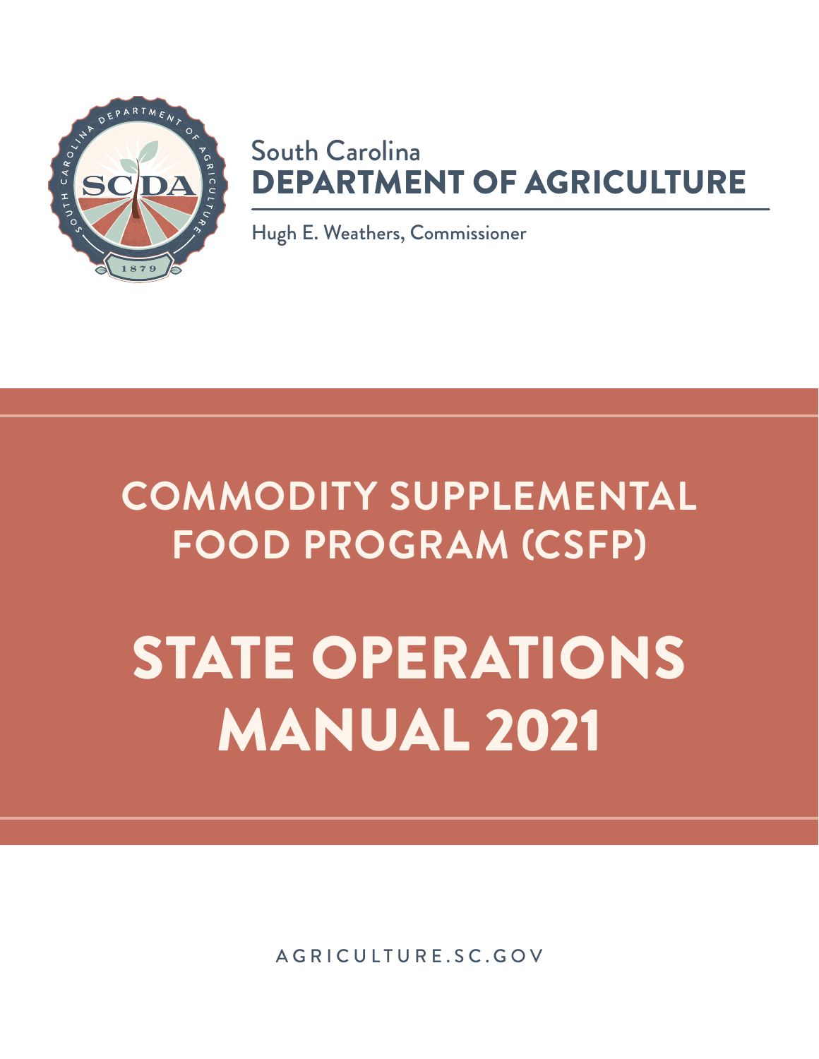South Carolina
**DEPARTMENT OF AGRICULTURE**

Hugh E. Weathers, Commissioner

# COMMODITY SUPPLEMENTAL FOOD PROGRAM (CSFP)

# STATE OPERATIONS MANUAL 2021

AGRICULTURE.SC.GOV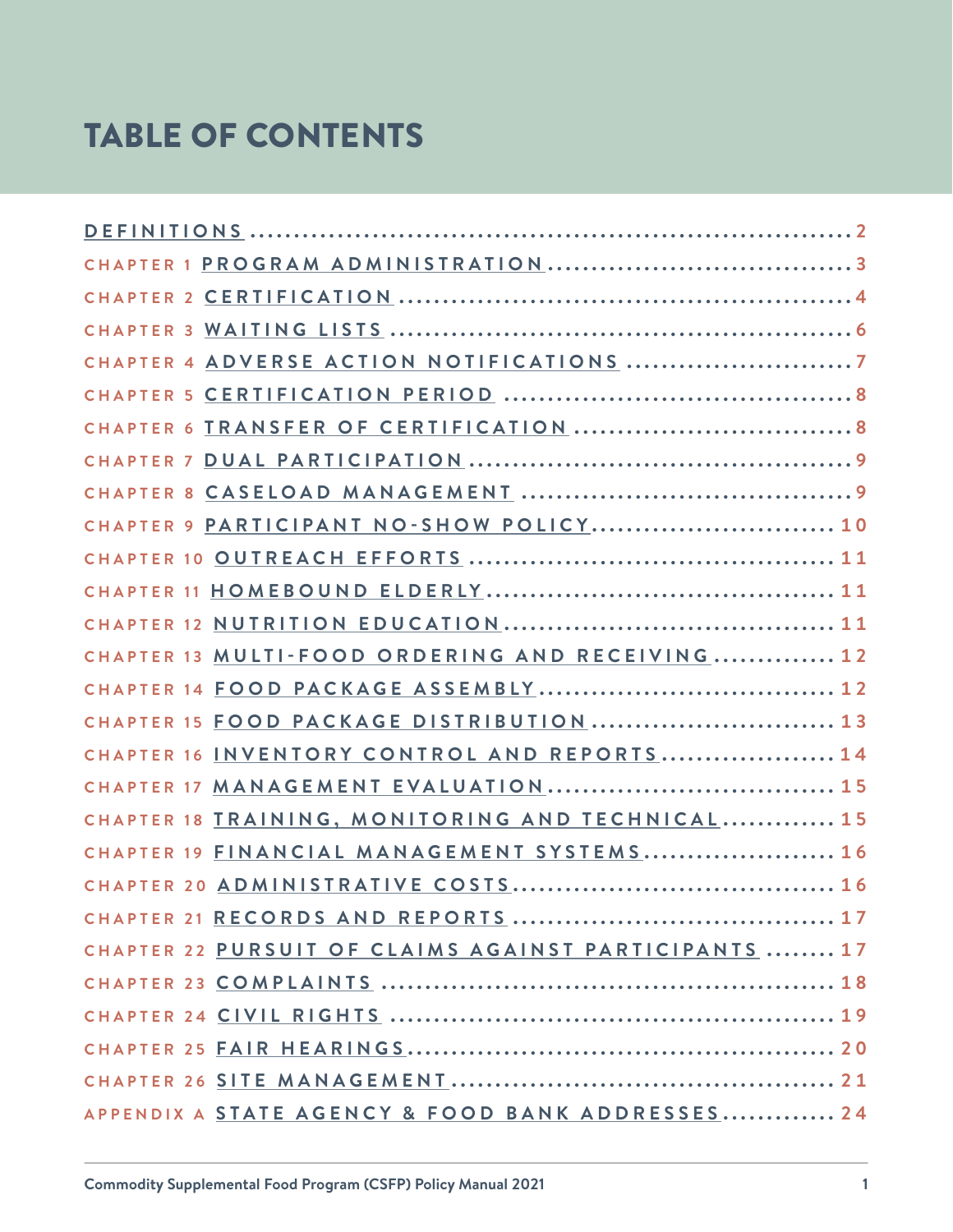# TABLE OF CONTENTS

DEFINITIONS .................................................................. 2

CHAPTER 1 PROGRAM ADMINISTRATION .................................. 3

CHAPTER 2 CERTIFICATION ................................................... 4

CHAPTER 3 WAITING LISTS ................................................... 6

CHAPTER 4 ADVERSE ACTION NOTIFICATIONS .......................... 7

CHAPTER 5 CERTIFICATION PERIOD ....................................... 8

CHAPTER 6 TRANSFER OF CERTIFICATION ............................... 8

CHAPTER 7 DUAL PARTICIPATION ............................................ 9

CHAPTER 8 CASELOAD MANAGEMENT ..................................... 9

CHAPTER 9 PARTICIPANT NO-SHOW POLICY ........................... 10

CHAPTER 10 OUTREACH EFFORTS ......................................... 11

CHAPTER 11 HOMEBOUND ELDERLY ...................................... 11

CHAPTER 12 NUTRITION EDUCATION .................................... 11

CHAPTER 13 MULTI-FOOD ORDERING AND RECEIVING ............. 12

CHAPTER 14 FOOD PACKAGE ASSEMBLY ................................ 12

CHAPTER 15 FOOD PACKAGE DISTRIBUTION ........................... 13

CHAPTER 16 INVENTORY CONTROL AND REPORTS ................... 14

CHAPTER 17 MANAGEMENT EVALUATION ................................ 15

CHAPTER 18 TRAINING, MONITORING AND TECHNICAL ............ 15

CHAPTER 19 FINANCIAL MANAGEMENT SYSTEMS ..................... 16

CHAPTER 20 ADMINISTRATIVE COSTS ................................... 16

CHAPTER 21 RECORDS AND REPORTS ................................... 17

CHAPTER 22 PURSUIT OF CLAIMS AGAINST PARTICIPANTS ........ 17

CHAPTER 23 COMPLAINTS .................................................. 18

CHAPTER 24 CIVIL RIGHTS ................................................. 19

CHAPTER 25 FAIR HEARINGS ................................................ 20

CHAPTER 26 SITE MANAGEMENT ........................................... 21

APPENDIX A STATE AGENCY & FOOD BANK ADDRESSES ............ 24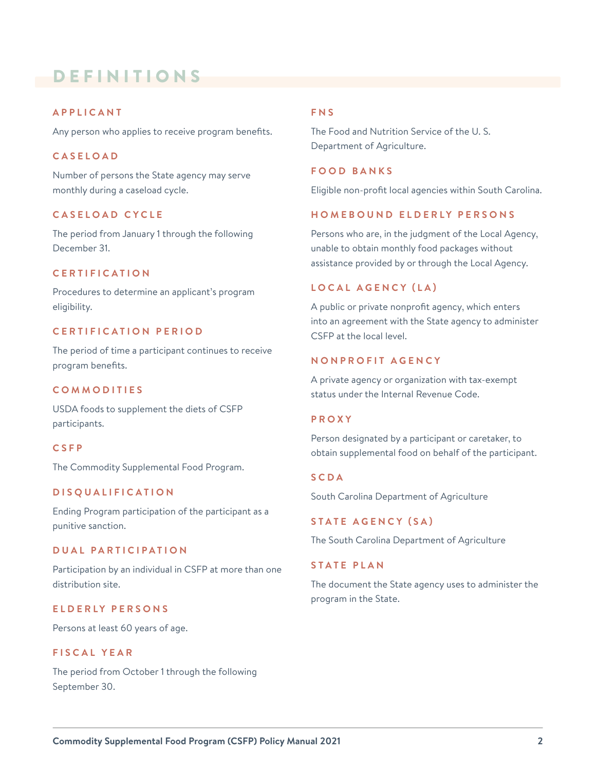# DEFINITIONS

### APPLICANT

Any person who applies to receive program benefits.

### CASELOAD

Number of persons the State agency may serve monthly during a caseload cycle.

### CASELOAD CYCLE

The period from January 1 through the following December 31.

### CERTIFICATION

Procedures to determine an applicant's program eligibility.

### CERTIFICATION PERIOD

The period of time a participant continues to receive program benefits.

### COMMODITIES

USDA foods to supplement the diets of CSFP participants.

### CSFP

The Commodity Supplemental Food Program.

### DISQUALIFICATION

Ending Program participation of the participant as a punitive sanction.

### DUAL PARTICIPATION

Participation by an individual in CSFP at more than one distribution site.

### ELDERLY PERSONS

Persons at least 60 years of age.

### FISCAL YEAR

The period from October 1 through the following September 30.

### FNS

The Food and Nutrition Service of the U. S. Department of Agriculture.

### FOOD BANKS

Eligible non-profit local agencies within South Carolina.

### HOMEBOUND ELDERLY PERSONS

Persons who are, in the judgment of the Local Agency, unable to obtain monthly food packages without assistance provided by or through the Local Agency.

### LOCAL AGENCY (LA)

A public or private nonprofit agency, which enters into an agreement with the State agency to administer CSFP at the local level.

### NONPROFIT AGENCY

A private agency or organization with tax-exempt status under the Internal Revenue Code.

### PROXY

Person designated by a participant or caretaker, to obtain supplemental food on behalf of the participant.

### SCDA

South Carolina Department of Agriculture

### STATE AGENCY (SA)

The South Carolina Department of Agriculture

### STATE PLAN

The document the State agency uses to administer the program in the State.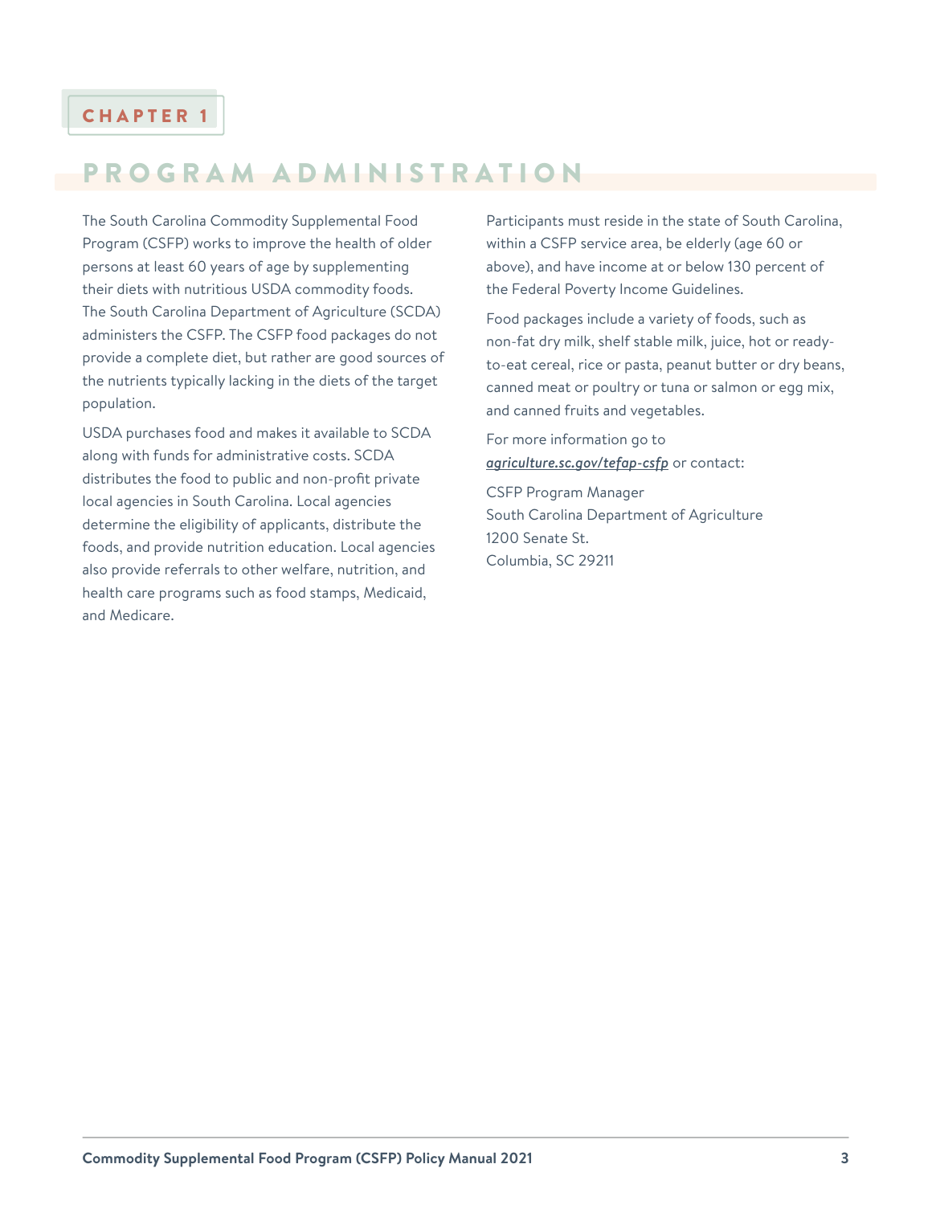CHAPTER 1

# PROGRAM ADMINISTRATION

The South Carolina Commodity Supplemental Food Program (CSFP) works to improve the health of older persons at least 60 years of age by supplementing their diets with nutritious USDA commodity foods. The South Carolina Department of Agriculture (SCDA) administers the CSFP. The CSFP food packages do not provide a complete diet, but rather are good sources of the nutrients typically lacking in the diets of the target population.

USDA purchases food and makes it available to SCDA along with funds for administrative costs. SCDA distributes the food to public and non-profit private local agencies in South Carolina. Local agencies determine the eligibility of applicants, distribute the foods, and provide nutrition education. Local agencies also provide referrals to other welfare, nutrition, and health care programs such as food stamps, Medicaid, and Medicare.

Participants must reside in the state of South Carolina, within a CSFP service area, be elderly (age 60 or above), and have income at or below 130 percent of the Federal Poverty Income Guidelines.

Food packages include a variety of foods, such as non-fat dry milk, shelf stable milk, juice, hot or ready-to-eat cereal, rice or pasta, peanut butter or dry beans, canned meat or poultry or tuna or salmon or egg mix, and canned fruits and vegetables.

For more information go to ***agriculture.sc.gov/tefap-csfp*** or contact:

CSFP Program Manager
South Carolina Department of Agriculture
1200 Senate St.
Columbia, SC 29211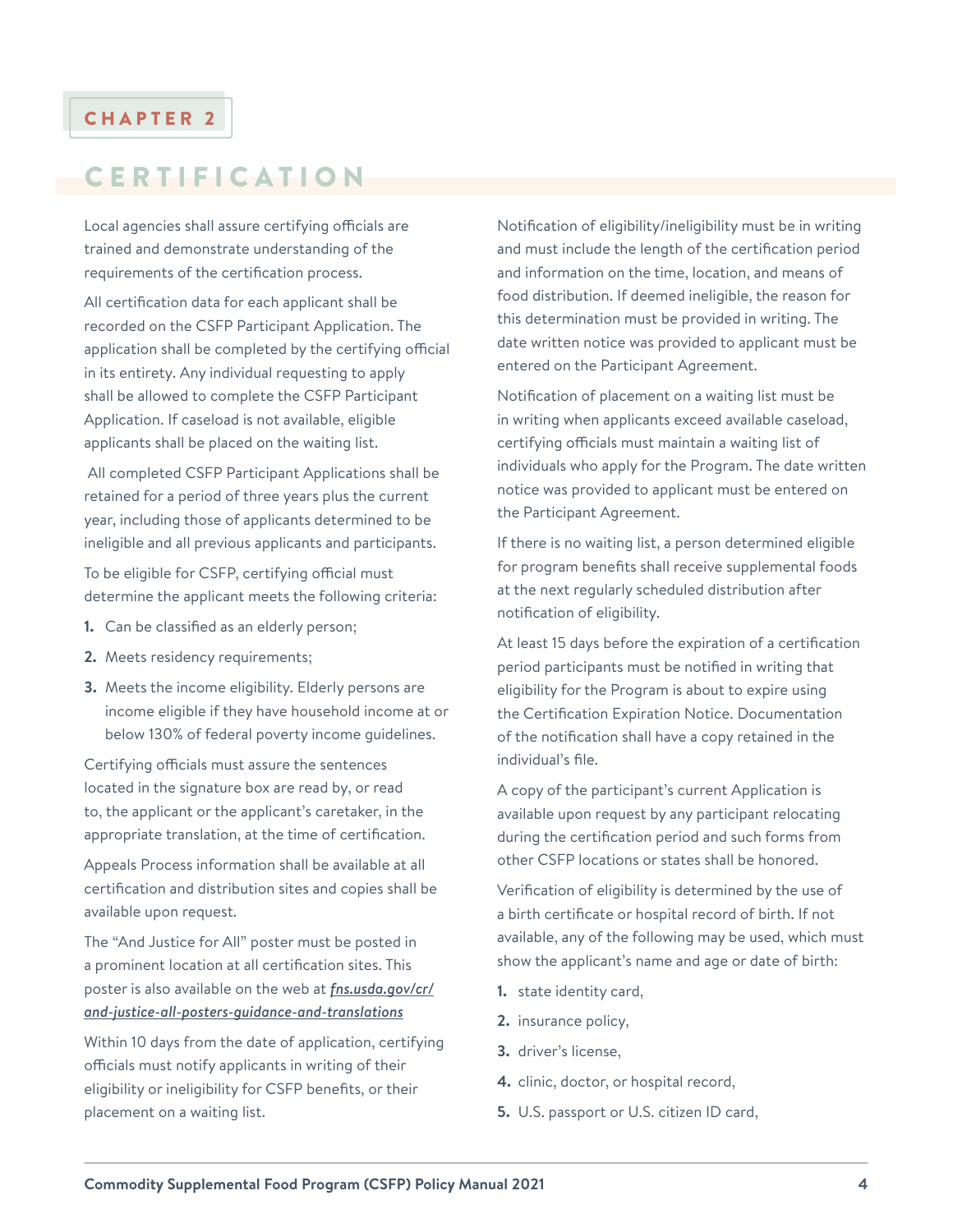CHAPTER 2

# CERTIFICATION

Local agencies shall assure certifying officials are trained and demonstrate understanding of the requirements of the certification process.

All certification data for each applicant shall be recorded on the CSFP Participant Application. The application shall be completed by the certifying official in its entirety. Any individual requesting to apply shall be allowed to complete the CSFP Participant Application. If caseload is not available, eligible applicants shall be placed on the waiting list.

All completed CSFP Participant Applications shall be retained for a period of three years plus the current year, including those of applicants determined to be ineligible and all previous applicants and participants.

To be eligible for CSFP, certifying official must determine the applicant meets the following criteria:

1. Can be classified as an elderly person;
2. Meets residency requirements;
3. Meets the income eligibility. Elderly persons are income eligible if they have household income at or below 130% of federal poverty income guidelines.

Certifying officials must assure the sentences located in the signature box are read by, or read to, the applicant or the applicant's caretaker, in the appropriate translation, at the time of certification.

Appeals Process information shall be available at all certification and distribution sites and copies shall be available upon request.

The "And Justice for All" poster must be posted in a prominent location at all certification sites. This poster is also available on the web at ***fns.usda.gov/cr/and-justice-all-posters-guidance-and-translations***

Within 10 days from the date of application, certifying officials must notify applicants in writing of their eligibility or ineligibility for CSFP benefits, or their placement on a waiting list.

Notification of eligibility/ineligibility must be in writing and must include the length of the certification period and information on the time, location, and means of food distribution. If deemed ineligible, the reason for this determination must be provided in writing. The date written notice was provided to applicant must be entered on the Participant Agreement.

Notification of placement on a waiting list must be in writing when applicants exceed available caseload, certifying officials must maintain a waiting list of individuals who apply for the Program. The date written notice was provided to applicant must be entered on the Participant Agreement.

If there is no waiting list, a person determined eligible for program benefits shall receive supplemental foods at the next regularly scheduled distribution after notification of eligibility.

At least 15 days before the expiration of a certification period participants must be notified in writing that eligibility for the Program is about to expire using the Certification Expiration Notice. Documentation of the notification shall have a copy retained in the individual's file.

A copy of the participant's current Application is available upon request by any participant relocating during the certification period and such forms from other CSFP locations or states shall be honored.

Verification of eligibility is determined by the use of a birth certificate or hospital record of birth. If not available, any of the following may be used, which must show the applicant's name and age or date of birth:

1. state identity card,
2. insurance policy,
3. driver's license,
4. clinic, doctor, or hospital record,
5. U.S. passport or U.S. citizen ID card,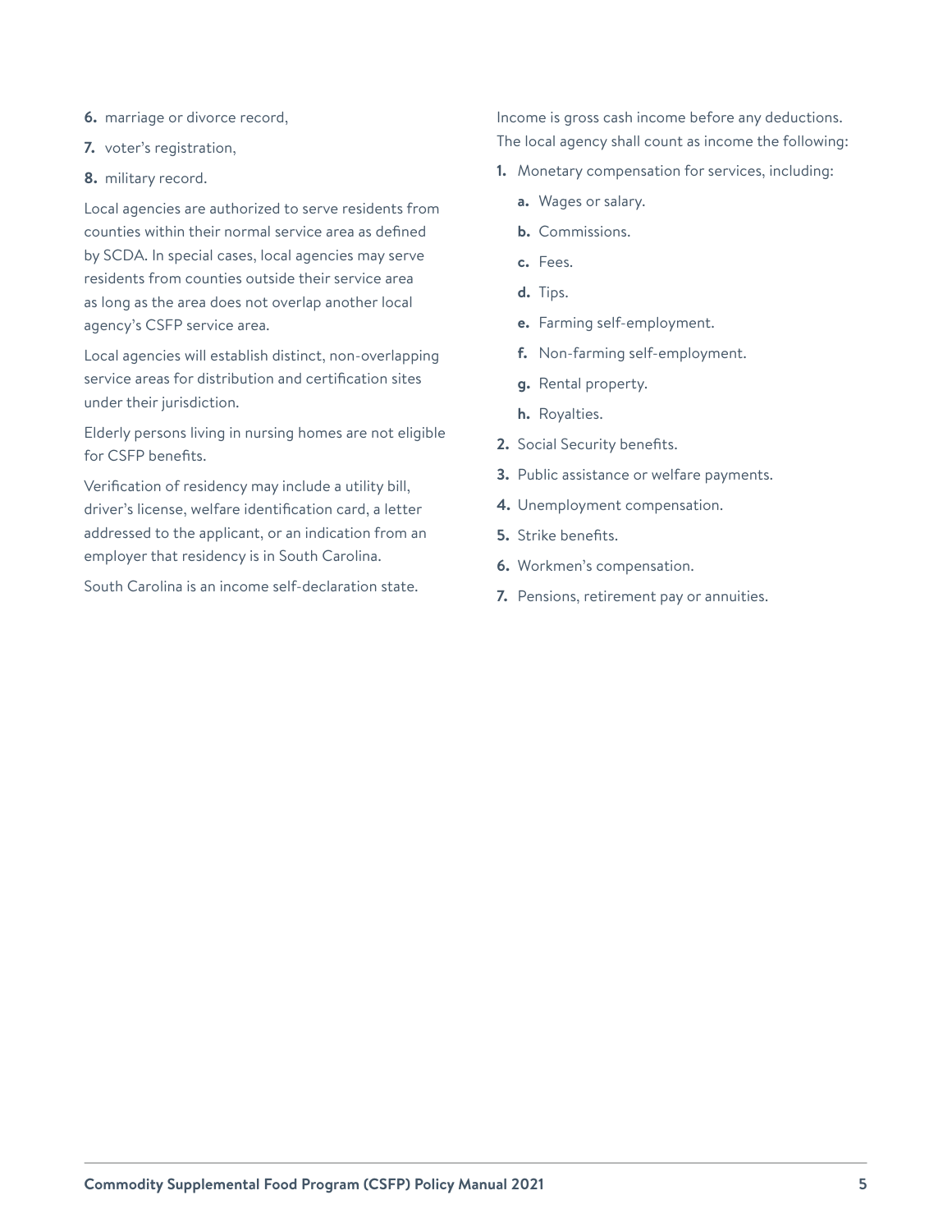6. marriage or divorce record,
7. voter's registration,
8. military record.

Local agencies are authorized to serve residents from counties within their normal service area as defined by SCDA. In special cases, local agencies may serve residents from counties outside their service area as long as the area does not overlap another local agency's CSFP service area.

Local agencies will establish distinct, non-overlapping service areas for distribution and certification sites under their jurisdiction.

Elderly persons living in nursing homes are not eligible for CSFP benefits.

Verification of residency may include a utility bill, driver's license, welfare identification card, a letter addressed to the applicant, or an indication from an employer that residency is in South Carolina.

South Carolina is an income self-declaration state.

Income is gross cash income before any deductions. The local agency shall count as income the following:

1. Monetary compensation for services, including:
   a. Wages or salary.
   b. Commissions.
   c. Fees.
   d. Tips.
   e. Farming self-employment.
   f. Non-farming self-employment.
   g. Rental property.
   h. Royalties.
2. Social Security benefits.
3. Public assistance or welfare payments.
4. Unemployment compensation.
5. Strike benefits.
6. Workmen's compensation.
7. Pensions, retirement pay or annuities.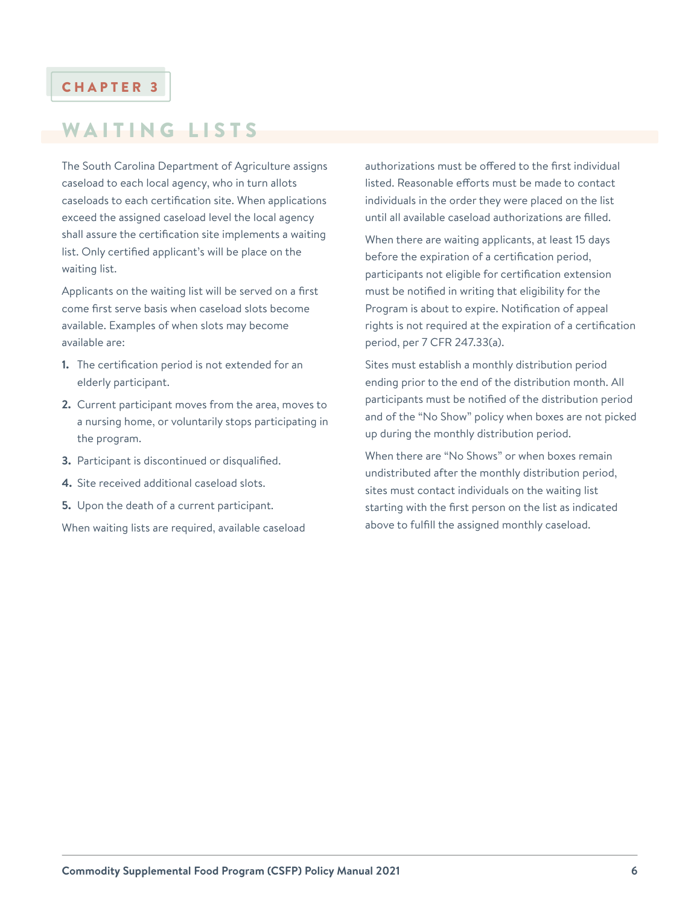## CHAPTER 3

# WAITING LISTS

The South Carolina Department of Agriculture assigns caseload to each local agency, who in turn allots caseloads to each certification site. When applications exceed the assigned caseload level the local agency shall assure the certification site implements a waiting list. Only certified applicant's will be place on the waiting list.

Applicants on the waiting list will be served on a first come first serve basis when caseload slots become available. Examples of when slots may become available are:

1. The certification period is not extended for an elderly participant.
2. Current participant moves from the area, moves to a nursing home, or voluntarily stops participating in the program.
3. Participant is discontinued or disqualified.
4. Site received additional caseload slots.
5. Upon the death of a current participant.

When waiting lists are required, available caseload authorizations must be offered to the first individual listed. Reasonable efforts must be made to contact individuals in the order they were placed on the list until all available caseload authorizations are filled.

When there are waiting applicants, at least 15 days before the expiration of a certification period, participants not eligible for certification extension must be notified in writing that eligibility for the Program is about to expire. Notification of appeal rights is not required at the expiration of a certification period, per 7 CFR 247.33(a).

Sites must establish a monthly distribution period ending prior to the end of the distribution month. All participants must be notified of the distribution period and of the "No Show" policy when boxes are not picked up during the monthly distribution period.

When there are "No Shows" or when boxes remain undistributed after the monthly distribution period, sites must contact individuals on the waiting list starting with the first person on the list as indicated above to fulfill the assigned monthly caseload.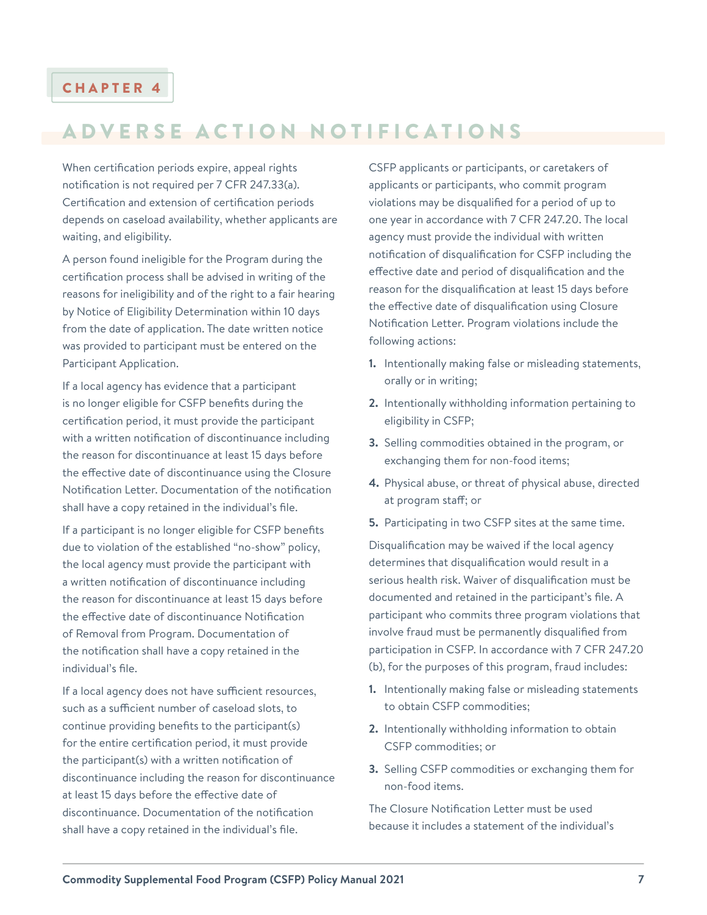# CHAPTER 4

## ADVERSE ACTION NOTIFICATIONS

When certification periods expire, appeal rights notification is not required per 7 CFR 247.33(a). Certification and extension of certification periods depends on caseload availability, whether applicants are waiting, and eligibility.

A person found ineligible for the Program during the certification process shall be advised in writing of the reasons for ineligibility and of the right to a fair hearing by Notice of Eligibility Determination within 10 days from the date of application. The date written notice was provided to participant must be entered on the Participant Application.

If a local agency has evidence that a participant is no longer eligible for CSFP benefits during the certification period, it must provide the participant with a written notification of discontinuance including the reason for discontinuance at least 15 days before the effective date of discontinuance using the Closure Notification Letter. Documentation of the notification shall have a copy retained in the individual's file.

If a participant is no longer eligible for CSFP benefits due to violation of the established "no-show" policy, the local agency must provide the participant with a written notification of discontinuance including the reason for discontinuance at least 15 days before the effective date of discontinuance Notification of Removal from Program. Documentation of the notification shall have a copy retained in the individual's file.

If a local agency does not have sufficient resources, such as a sufficient number of caseload slots, to continue providing benefits to the participant(s) for the entire certification period, it must provide the participant(s) with a written notification of discontinuance including the reason for discontinuance at least 15 days before the effective date of discontinuance. Documentation of the notification shall have a copy retained in the individual's file.

CSFP applicants or participants, or caretakers of applicants or participants, who commit program violations may be disqualified for a period of up to one year in accordance with 7 CFR 247.20. The local agency must provide the individual with written notification of disqualification for CSFP including the effective date and period of disqualification and the reason for the disqualification at least 15 days before the effective date of disqualification using Closure Notification Letter. Program violations include the following actions:

1. Intentionally making false or misleading statements, orally or in writing;
2. Intentionally withholding information pertaining to eligibility in CSFP;
3. Selling commodities obtained in the program, or exchanging them for non-food items;
4. Physical abuse, or threat of physical abuse, directed at program staff; or
5. Participating in two CSFP sites at the same time.

Disqualification may be waived if the local agency determines that disqualification would result in a serious health risk. Waiver of disqualification must be documented and retained in the participant's file. A participant who commits three program violations that involve fraud must be permanently disqualified from participation in CSFP. In accordance with 7 CFR 247.20 (b), for the purposes of this program, fraud includes:

1. Intentionally making false or misleading statements to obtain CSFP commodities;
2. Intentionally withholding information to obtain CSFP commodities; or
3. Selling CSFP commodities or exchanging them for non-food items.

The Closure Notification Letter must be used because it includes a statement of the individual's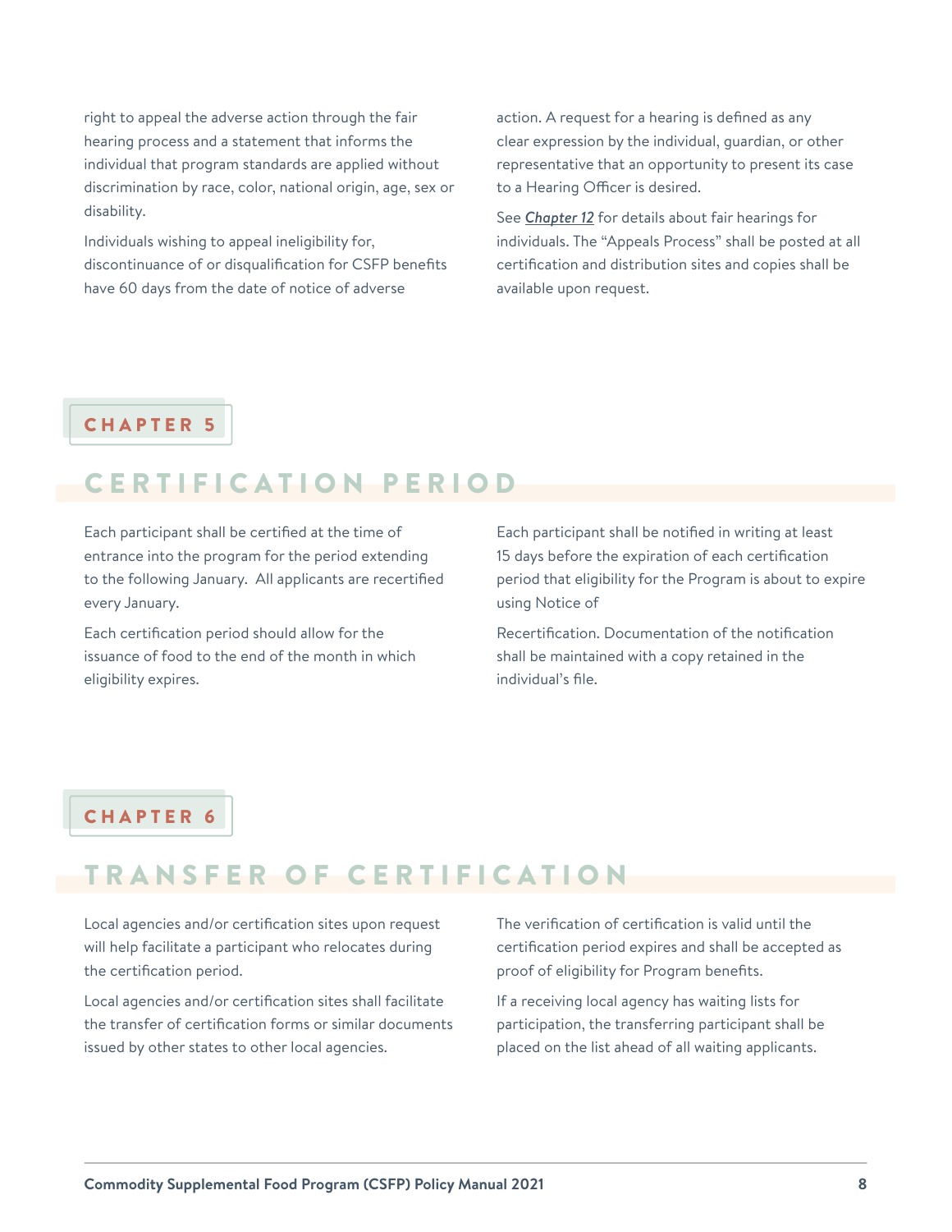right to appeal the adverse action through the fair hearing process and a statement that informs the individual that program standards are applied without discrimination by race, color, national origin, age, sex or disability.

Individuals wishing to appeal ineligibility for, discontinuance of or disqualification for CSFP benefits have 60 days from the date of notice of adverse action. A request for a hearing is defined as any clear expression by the individual, guardian, or other representative that an opportunity to present its case to a Hearing Officer is desired.

See ***Chapter 12*** for details about fair hearings for individuals. The "Appeals Process" shall be posted at all certification and distribution sites and copies shall be available upon request.

## CHAPTER 5

# CERTIFICATION PERIOD

Each participant shall be certified at the time of entrance into the program for the period extending to the following January. All applicants are recertified every January.

Each certification period should allow for the issuance of food to the end of the month in which eligibility expires.

Each participant shall be notified in writing at least 15 days before the expiration of each certification period that eligibility for the Program is about to expire using Notice of

Recertification. Documentation of the notification shall be maintained with a copy retained in the individual's file.

## CHAPTER 6

# TRANSFER OF CERTIFICATION

Local agencies and/or certification sites upon request will help facilitate a participant who relocates during the certification period.

Local agencies and/or certification sites shall facilitate the transfer of certification forms or similar documents issued by other states to other local agencies.

The verification of certification is valid until the certification period expires and shall be accepted as proof of eligibility for Program benefits.

If a receiving local agency has waiting lists for participation, the transferring participant shall be placed on the list ahead of all waiting applicants.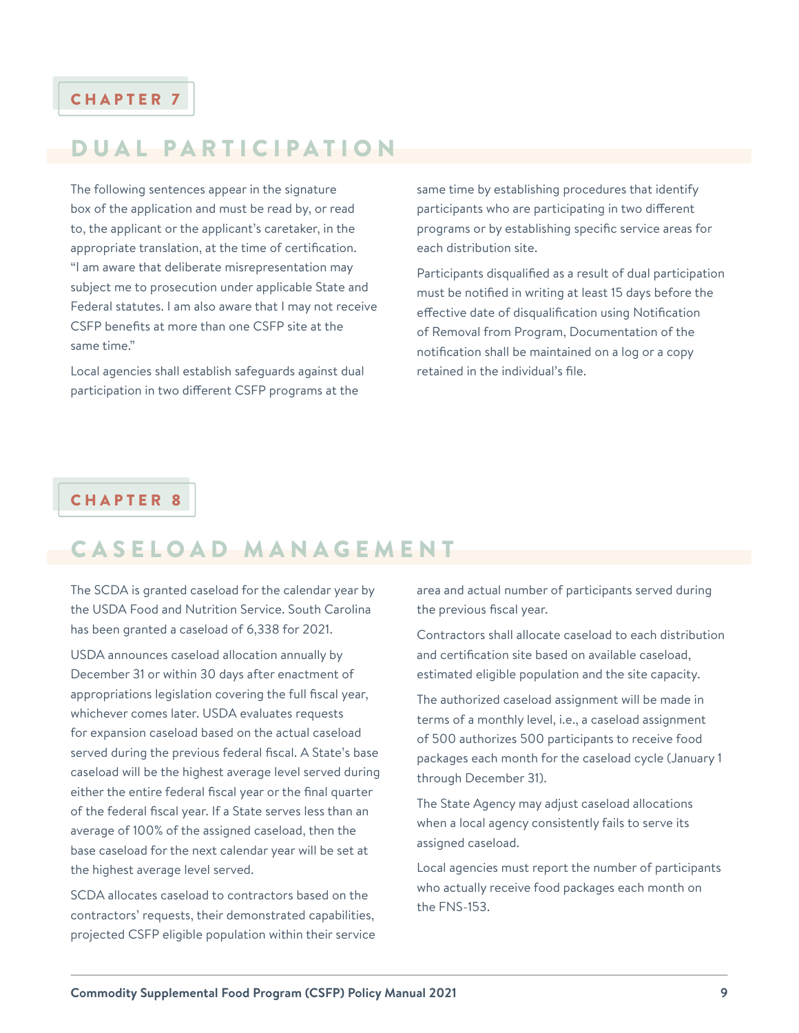## CHAPTER 7

# DUAL PARTICIPATION

The following sentences appear in the signature box of the application and must be read by, or read to, the applicant or the applicant's caretaker, in the appropriate translation, at the time of certification. "I am aware that deliberate misrepresentation may subject me to prosecution under applicable State and Federal statutes. I am also aware that I may not receive CSFP benefits at more than one CSFP site at the same time."

Local agencies shall establish safeguards against dual participation in two different CSFP programs at the same time by establishing procedures that identify participants who are participating in two different programs or by establishing specific service areas for each distribution site.

Participants disqualified as a result of dual participation must be notified in writing at least 15 days before the effective date of disqualification using Notification of Removal from Program, Documentation of the notification shall be maintained on a log or a copy retained in the individual's file.

## CHAPTER 8

# CASELOAD MANAGEMENT

The SCDA is granted caseload for the calendar year by the USDA Food and Nutrition Service. South Carolina has been granted a caseload of 6,338 for 2021.

USDA announces caseload allocation annually by December 31 or within 30 days after enactment of appropriations legislation covering the full fiscal year, whichever comes later. USDA evaluates requests for expansion caseload based on the actual caseload served during the previous federal fiscal. A State's base caseload will be the highest average level served during either the entire federal fiscal year or the final quarter of the federal fiscal year. If a State serves less than an average of 100% of the assigned caseload, then the base caseload for the next calendar year will be set at the highest average level served.

SCDA allocates caseload to contractors based on the contractors' requests, their demonstrated capabilities, projected CSFP eligible population within their service area and actual number of participants served during the previous fiscal year.

Contractors shall allocate caseload to each distribution and certification site based on available caseload, estimated eligible population and the site capacity.

The authorized caseload assignment will be made in terms of a monthly level, i.e., a caseload assignment of 500 authorizes 500 participants to receive food packages each month for the caseload cycle (January 1 through December 31).

The State Agency may adjust caseload allocations when a local agency consistently fails to serve its assigned caseload.

Local agencies must report the number of participants who actually receive food packages each month on the FNS-153.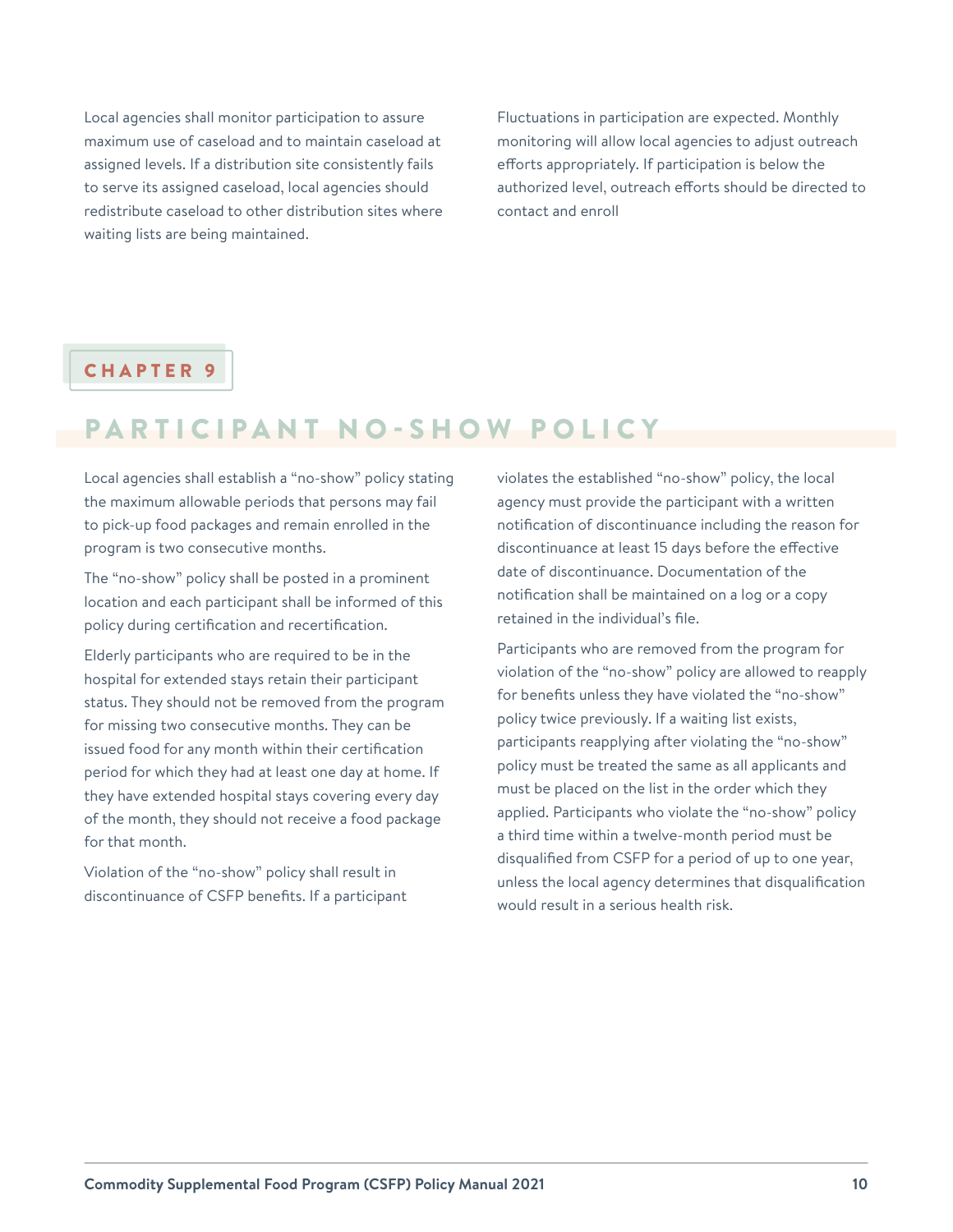Local agencies shall monitor participation to assure maximum use of caseload and to maintain caseload at assigned levels. If a distribution site consistently fails to serve its assigned caseload, local agencies should redistribute caseload to other distribution sites where waiting lists are being maintained.

Fluctuations in participation are expected. Monthly monitoring will allow local agencies to adjust outreach efforts appropriately. If participation is below the authorized level, outreach efforts should be directed to contact and enroll

## CHAPTER 9

# PARTICIPANT NO-SHOW POLICY

Local agencies shall establish a "no-show" policy stating the maximum allowable periods that persons may fail to pick-up food packages and remain enrolled in the program is two consecutive months.

The "no-show" policy shall be posted in a prominent location and each participant shall be informed of this policy during certification and recertification.

Elderly participants who are required to be in the hospital for extended stays retain their participant status. They should not be removed from the program for missing two consecutive months. They can be issued food for any month within their certification period for which they had at least one day at home. If they have extended hospital stays covering every day of the month, they should not receive a food package for that month.

Violation of the "no-show" policy shall result in discontinuance of CSFP benefits. If a participant violates the established "no-show" policy, the local agency must provide the participant with a written notification of discontinuance including the reason for discontinuance at least 15 days before the effective date of discontinuance. Documentation of the notification shall be maintained on a log or a copy retained in the individual's file.

Participants who are removed from the program for violation of the "no-show" policy are allowed to reapply for benefits unless they have violated the "no-show" policy twice previously. If a waiting list exists, participants reapplying after violating the "no-show" policy must be treated the same as all applicants and must be placed on the list in the order which they applied. Participants who violate the "no-show" policy a third time within a twelve-month period must be disqualified from CSFP for a period of up to one year, unless the local agency determines that disqualification would result in a serious health risk.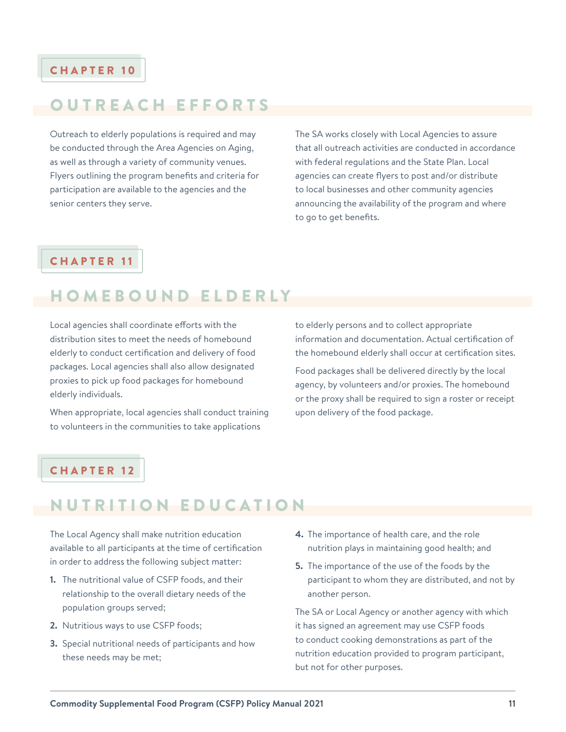## CHAPTER 10

# OUTREACH EFFORTS

Outreach to elderly populations is required and may be conducted through the Area Agencies on Aging, as well as through a variety of community venues. Flyers outlining the program benefits and criteria for participation are available to the agencies and the senior centers they serve.

The SA works closely with Local Agencies to assure that all outreach activities are conducted in accordance with federal regulations and the State Plan. Local agencies can create flyers to post and/or distribute to local businesses and other community agencies announcing the availability of the program and where to go to get benefits.

## CHAPTER 11

# HOMEBOUND ELDERLY

Local agencies shall coordinate efforts with the distribution sites to meet the needs of homebound elderly to conduct certification and delivery of food packages. Local agencies shall also allow designated proxies to pick up food packages for homebound elderly individuals.

When appropriate, local agencies shall conduct training to volunteers in the communities to take applications to elderly persons and to collect appropriate information and documentation. Actual certification of the homebound elderly shall occur at certification sites.

Food packages shall be delivered directly by the local agency, by volunteers and/or proxies. The homebound or the proxy shall be required to sign a roster or receipt upon delivery of the food package.

## CHAPTER 12

# NUTRITION EDUCATION

The Local Agency shall make nutrition education available to all participants at the time of certification in order to address the following subject matter:

1. The nutritional value of CSFP foods, and their relationship to the overall dietary needs of the population groups served;
2. Nutritious ways to use CSFP foods;
3. Special nutritional needs of participants and how these needs may be met;
4. The importance of health care, and the role nutrition plays in maintaining good health; and
5. The importance of the use of the foods by the participant to whom they are distributed, and not by another person.

The SA or Local Agency or another agency with which it has signed an agreement may use CSFP foods to conduct cooking demonstrations as part of the nutrition education provided to program participant, but not for other purposes.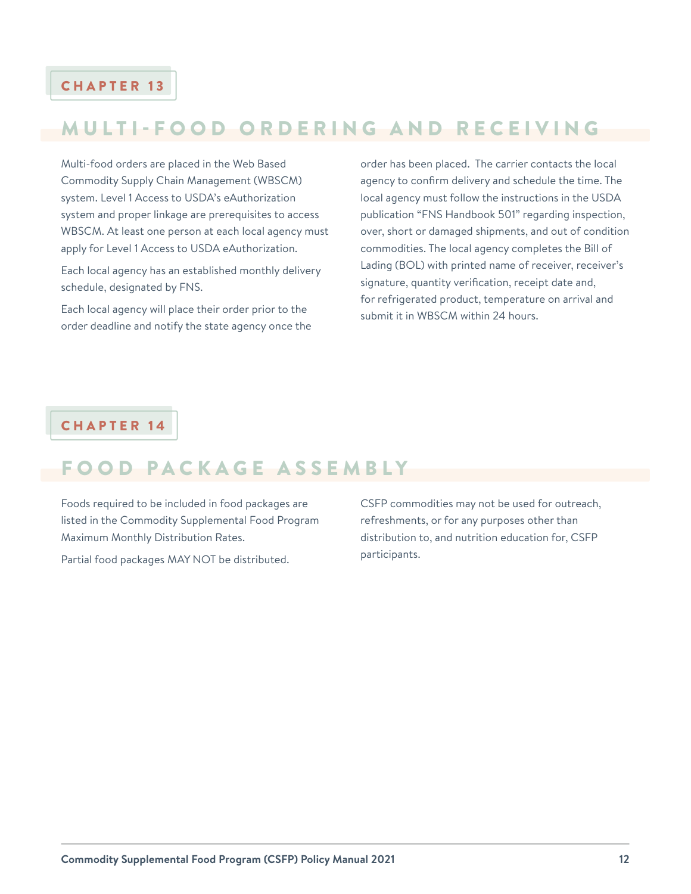## CHAPTER 13

# MULTI-FOOD ORDERING AND RECEIVING

Multi-food orders are placed in the Web Based Commodity Supply Chain Management (WBSCM) system. Level 1 Access to USDA's eAuthorization system and proper linkage are prerequisites to access WBSCM. At least one person at each local agency must apply for Level 1 Access to USDA eAuthorization.

Each local agency has an established monthly delivery schedule, designated by FNS.

Each local agency will place their order prior to the order deadline and notify the state agency once the order has been placed. The carrier contacts the local agency to confirm delivery and schedule the time. The local agency must follow the instructions in the USDA publication "FNS Handbook 501" regarding inspection, over, short or damaged shipments, and out of condition commodities. The local agency completes the Bill of Lading (BOL) with printed name of receiver, receiver's signature, quantity verification, receipt date and, for refrigerated product, temperature on arrival and submit it in WBSCM within 24 hours.

## CHAPTER 14

# FOOD PACKAGE ASSEMBLY

Foods required to be included in food packages are listed in the Commodity Supplemental Food Program Maximum Monthly Distribution Rates.

Partial food packages MAY NOT be distributed.

CSFP commodities may not be used for outreach, refreshments, or for any purposes other than distribution to, and nutrition education for, CSFP participants.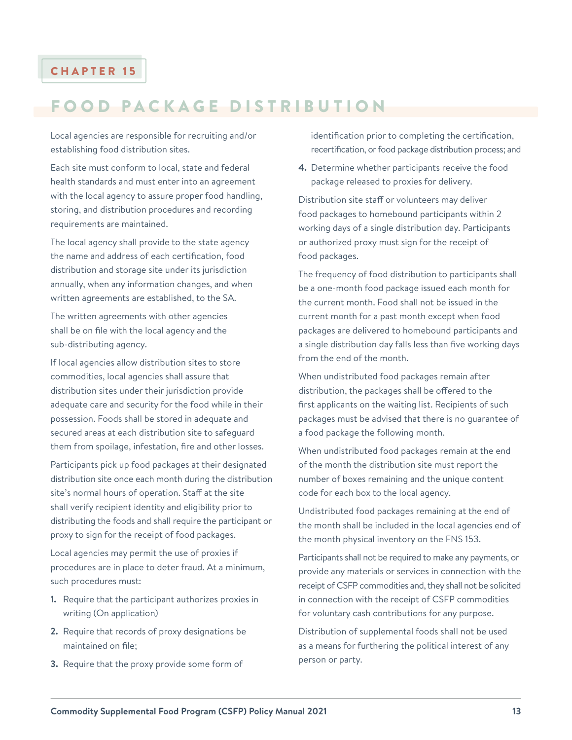CHAPTER 15

# FOOD PACKAGE DISTRIBUTION

Local agencies are responsible for recruiting and/or establishing food distribution sites.

Each site must conform to local, state and federal health standards and must enter into an agreement with the local agency to assure proper food handling, storing, and distribution procedures and recording requirements are maintained.

The local agency shall provide to the state agency the name and address of each certification, food distribution and storage site under its jurisdiction annually, when any information changes, and when written agreements are established, to the SA.

The written agreements with other agencies shall be on file with the local agency and the sub-distributing agency.

If local agencies allow distribution sites to store commodities, local agencies shall assure that distribution sites under their jurisdiction provide adequate care and security for the food while in their possession. Foods shall be stored in adequate and secured areas at each distribution site to safeguard them from spoilage, infestation, fire and other losses.

Participants pick up food packages at their designated distribution site once each month during the distribution site's normal hours of operation. Staff at the site shall verify recipient identity and eligibility prior to distributing the foods and shall require the participant or proxy to sign for the receipt of food packages.

Local agencies may permit the use of proxies if procedures are in place to deter fraud. At a minimum, such procedures must:

1. Require that the participant authorizes proxies in writing (On application)
2. Require that records of proxy designations be maintained on file;
3. Require that the proxy provide some form of identification prior to completing the certification, recertification, or food package distribution process; and
4. Determine whether participants receive the food package released to proxies for delivery.

Distribution site staff or volunteers may deliver food packages to homebound participants within 2 working days of a single distribution day. Participants or authorized proxy must sign for the receipt of food packages.

The frequency of food distribution to participants shall be a one-month food package issued each month for the current month. Food shall not be issued in the current month for a past month except when food packages are delivered to homebound participants and a single distribution day falls less than five working days from the end of the month.

When undistributed food packages remain after distribution, the packages shall be offered to the first applicants on the waiting list. Recipients of such packages must be advised that there is no guarantee of a food package the following month.

When undistributed food packages remain at the end of the month the distribution site must report the number of boxes remaining and the unique content code for each box to the local agency.

Undistributed food packages remaining at the end of the month shall be included in the local agencies end of the month physical inventory on the FNS 153.

Participants shall not be required to make any payments, or provide any materials or services in connection with the receipt of CSFP commodities and, they shall not be solicited in connection with the receipt of CSFP commodities for voluntary cash contributions for any purpose.

Distribution of supplemental foods shall not be used as a means for furthering the political interest of any person or party.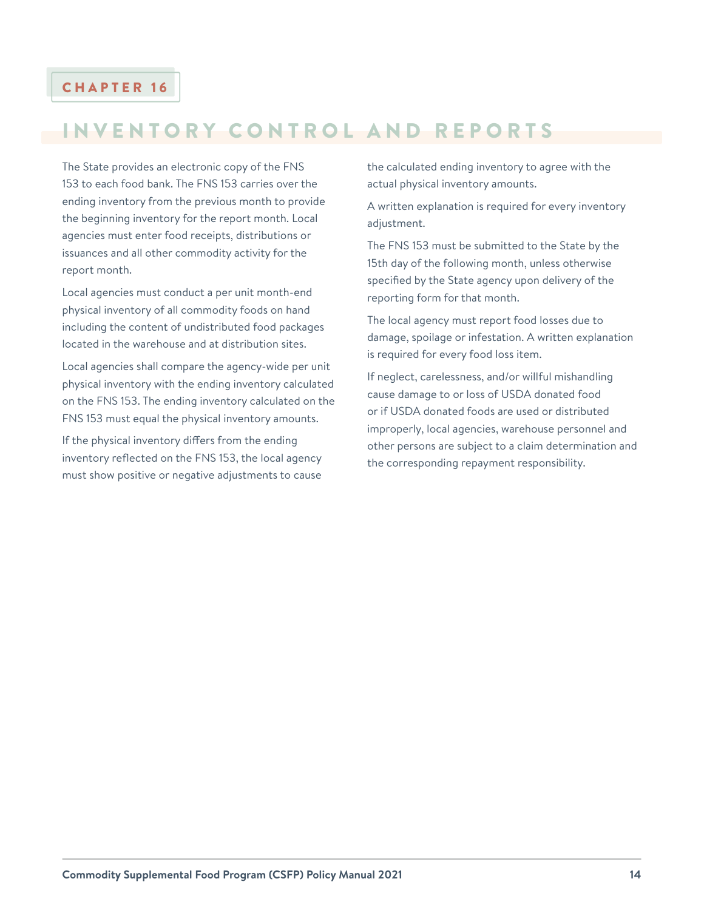## CHAPTER 16

# INVENTORY CONTROL AND REPORTS

The State provides an electronic copy of the FNS 153 to each food bank. The FNS 153 carries over the ending inventory from the previous month to provide the beginning inventory for the report month. Local agencies must enter food receipts, distributions or issuances and all other commodity activity for the report month.

Local agencies must conduct a per unit month-end physical inventory of all commodity foods on hand including the content of undistributed food packages located in the warehouse and at distribution sites.

Local agencies shall compare the agency-wide per unit physical inventory with the ending inventory calculated on the FNS 153. The ending inventory calculated on the FNS 153 must equal the physical inventory amounts.

If the physical inventory differs from the ending inventory reflected on the FNS 153, the local agency must show positive or negative adjustments to cause the calculated ending inventory to agree with the actual physical inventory amounts.

A written explanation is required for every inventory adjustment.

The FNS 153 must be submitted to the State by the 15th day of the following month, unless otherwise specified by the State agency upon delivery of the reporting form for that month.

The local agency must report food losses due to damage, spoilage or infestation. A written explanation is required for every food loss item.

If neglect, carelessness, and/or willful mishandling cause damage to or loss of USDA donated food or if USDA donated foods are used or distributed improperly, local agencies, warehouse personnel and other persons are subject to a claim determination and the corresponding repayment responsibility.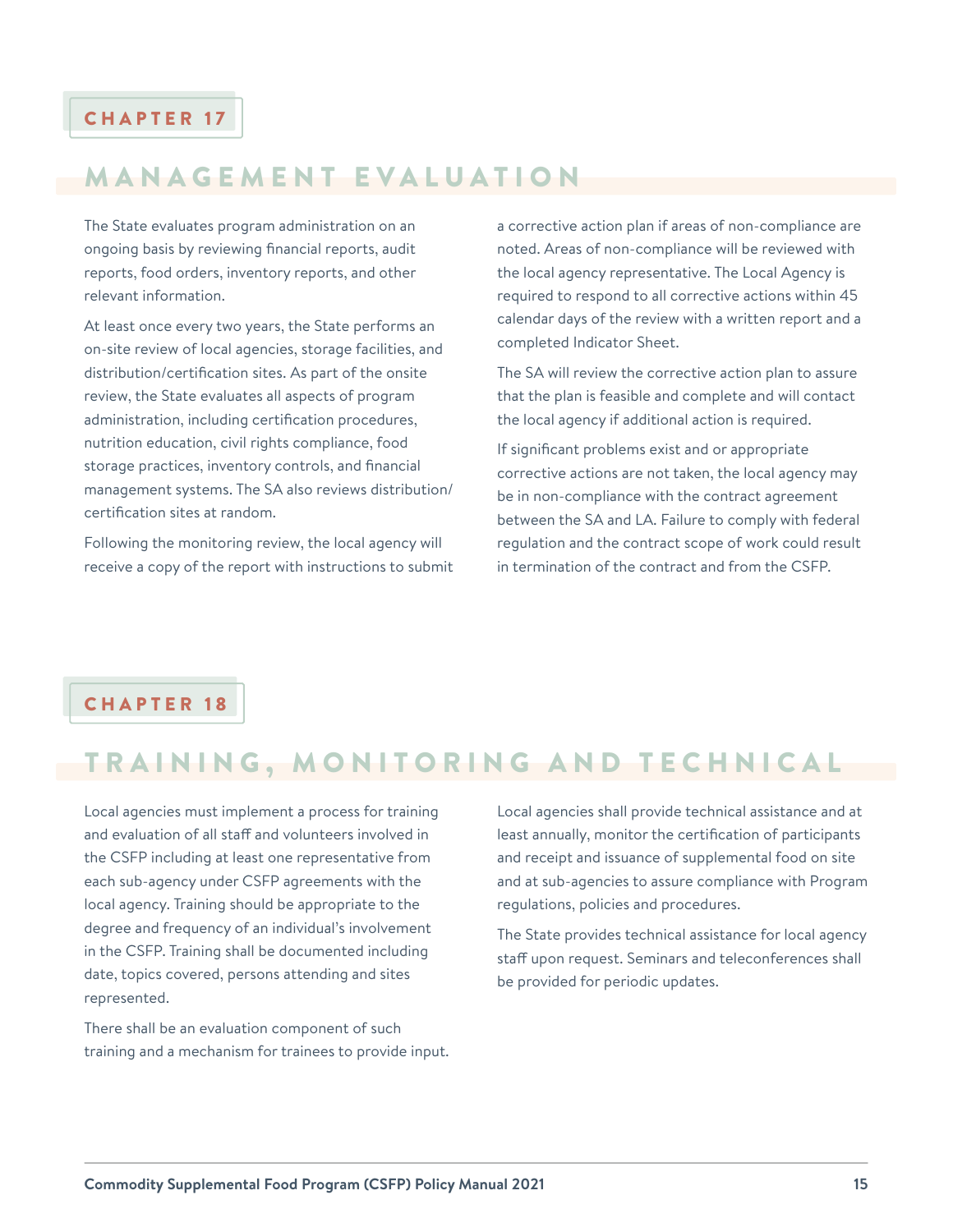## CHAPTER 17

# MANAGEMENT EVALUATION

The State evaluates program administration on an ongoing basis by reviewing financial reports, audit reports, food orders, inventory reports, and other relevant information.

At least once every two years, the State performs an on-site review of local agencies, storage facilities, and distribution/certification sites. As part of the onsite review, the State evaluates all aspects of program administration, including certification procedures, nutrition education, civil rights compliance, food storage practices, inventory controls, and financial management systems. The SA also reviews distribution/certification sites at random.

Following the monitoring review, the local agency will receive a copy of the report with instructions to submit a corrective action plan if areas of non-compliance are noted. Areas of non-compliance will be reviewed with the local agency representative. The Local Agency is required to respond to all corrective actions within 45 calendar days of the review with a written report and a completed Indicator Sheet.

The SA will review the corrective action plan to assure that the plan is feasible and complete and will contact the local agency if additional action is required.

If significant problems exist and or appropriate corrective actions are not taken, the local agency may be in non-compliance with the contract agreement between the SA and LA. Failure to comply with federal regulation and the contract scope of work could result in termination of the contract and from the CSFP.

## CHAPTER 18

# TRAINING, MONITORING AND TECHNICAL

Local agencies must implement a process for training and evaluation of all staff and volunteers involved in the CSFP including at least one representative from each sub-agency under CSFP agreements with the local agency. Training should be appropriate to the degree and frequency of an individual's involvement in the CSFP. Training shall be documented including date, topics covered, persons attending and sites represented.

There shall be an evaluation component of such training and a mechanism for trainees to provide input.

Local agencies shall provide technical assistance and at least annually, monitor the certification of participants and receipt and issuance of supplemental food on site and at sub-agencies to assure compliance with Program regulations, policies and procedures.

The State provides technical assistance for local agency staff upon request. Seminars and teleconferences shall be provided for periodic updates.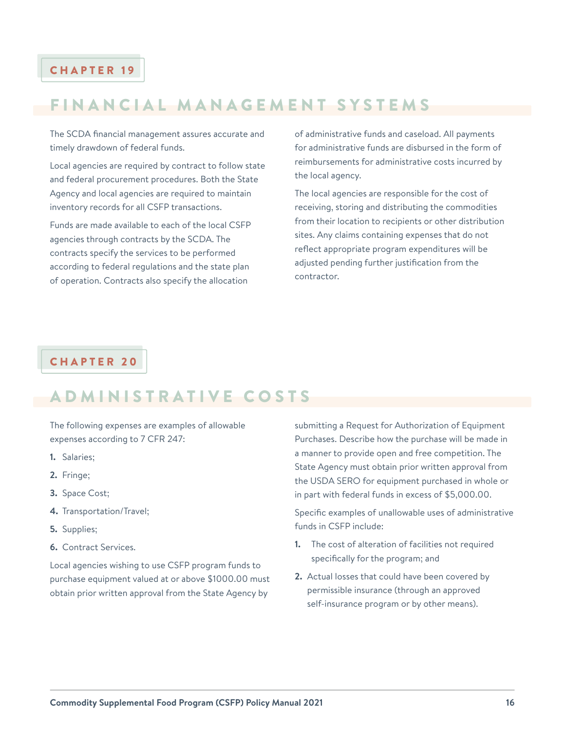## CHAPTER 19

# FINANCIAL MANAGEMENT SYSTEMS

The SCDA financial management assures accurate and timely drawdown of federal funds.

Local agencies are required by contract to follow state and federal procurement procedures. Both the State Agency and local agencies are required to maintain inventory records for all CSFP transactions.

Funds are made available to each of the local CSFP agencies through contracts by the SCDA. The contracts specify the services to be performed according to federal regulations and the state plan of operation. Contracts also specify the allocation of administrative funds and caseload. All payments for administrative funds are disbursed in the form of reimbursements for administrative costs incurred by the local agency.

The local agencies are responsible for the cost of receiving, storing and distributing the commodities from their location to recipients or other distribution sites. Any claims containing expenses that do not reflect appropriate program expenditures will be adjusted pending further justification from the contractor.

## CHAPTER 20

# ADMINISTRATIVE COSTS

The following expenses are examples of allowable expenses according to 7 CFR 247:

1. Salaries;
2. Fringe;
3. Space Cost;
4. Transportation/Travel;
5. Supplies;
6. Contract Services.

Local agencies wishing to use CSFP program funds to purchase equipment valued at or above $1000.00 must obtain prior written approval from the State Agency by submitting a Request for Authorization of Equipment Purchases. Describe how the purchase will be made in a manner to provide open and free competition. The State Agency must obtain prior written approval from the USDA SERO for equipment purchased in whole or in part with federal funds in excess of $5,000.00.

Specific examples of unallowable uses of administrative funds in CSFP include:

1. The cost of alteration of facilities not required specifically for the program; and
2. Actual losses that could have been covered by permissible insurance (through an approved self-insurance program or by other means).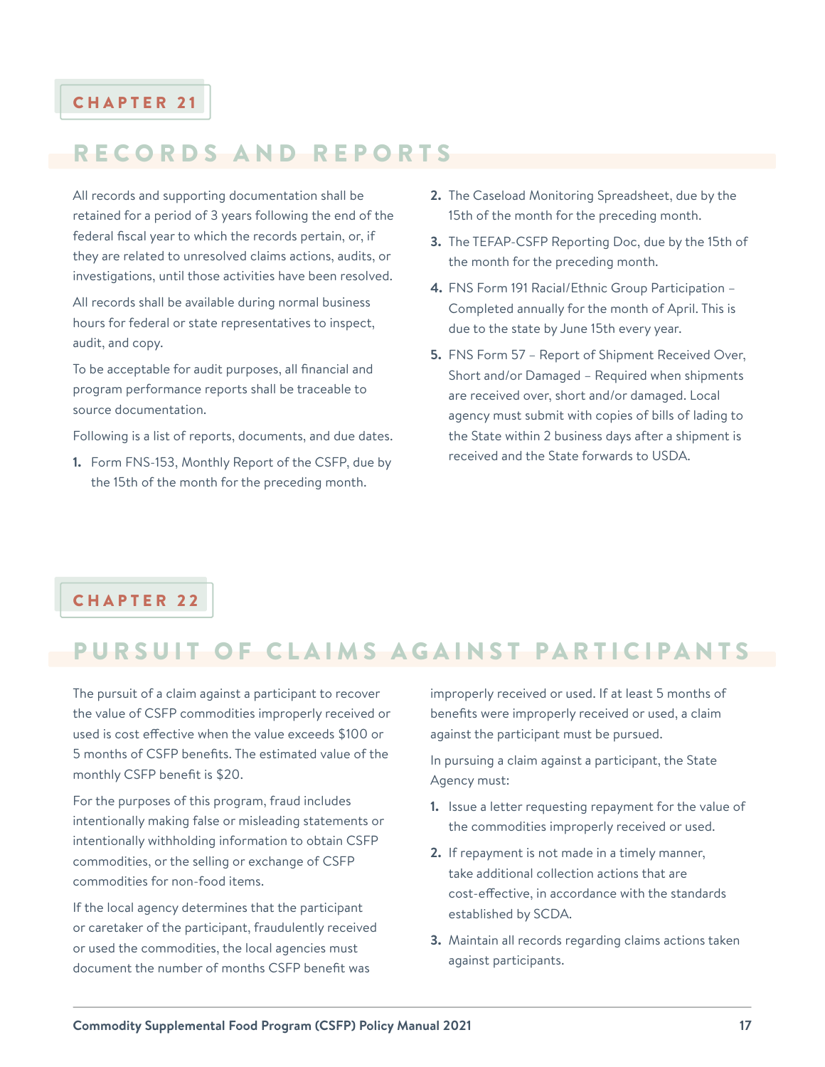## CHAPTER 21

# RECORDS AND REPORTS

All records and supporting documentation shall be retained for a period of 3 years following the end of the federal fiscal year to which the records pertain, or, if they are related to unresolved claims actions, audits, or investigations, until those activities have been resolved.

All records shall be available during normal business hours for federal or state representatives to inspect, audit, and copy.

To be acceptable for audit purposes, all financial and program performance reports shall be traceable to source documentation.

Following is a list of reports, documents, and due dates.

1. Form FNS-153, Monthly Report of the CSFP, due by the 15th of the month for the preceding month.
2. The Caseload Monitoring Spreadsheet, due by the 15th of the month for the preceding month.
3. The TEFAP-CSFP Reporting Doc, due by the 15th of the month for the preceding month.
4. FNS Form 191 Racial/Ethnic Group Participation – Completed annually for the month of April. This is due to the state by June 15th every year.
5. FNS Form 57 – Report of Shipment Received Over, Short and/or Damaged – Required when shipments are received over, short and/or damaged. Local agency must submit with copies of bills of lading to the State within 2 business days after a shipment is received and the State forwards to USDA.

## CHAPTER 22

# PURSUIT OF CLAIMS AGAINST PARTICIPANTS

The pursuit of a claim against a participant to recover the value of CSFP commodities improperly received or used is cost effective when the value exceeds $100 or 5 months of CSFP benefits. The estimated value of the monthly CSFP benefit is $20.

For the purposes of this program, fraud includes intentionally making false or misleading statements or intentionally withholding information to obtain CSFP commodities, or the selling or exchange of CSFP commodities for non-food items.

If the local agency determines that the participant or caretaker of the participant, fraudulently received or used the commodities, the local agencies must document the number of months CSFP benefit was improperly received or used. If at least 5 months of benefits were improperly received or used, a claim against the participant must be pursued.

In pursuing a claim against a participant, the State Agency must:

1. Issue a letter requesting repayment for the value of the commodities improperly received or used.
2. If repayment is not made in a timely manner, take additional collection actions that are cost-effective, in accordance with the standards established by SCDA.
3. Maintain all records regarding claims actions taken against participants.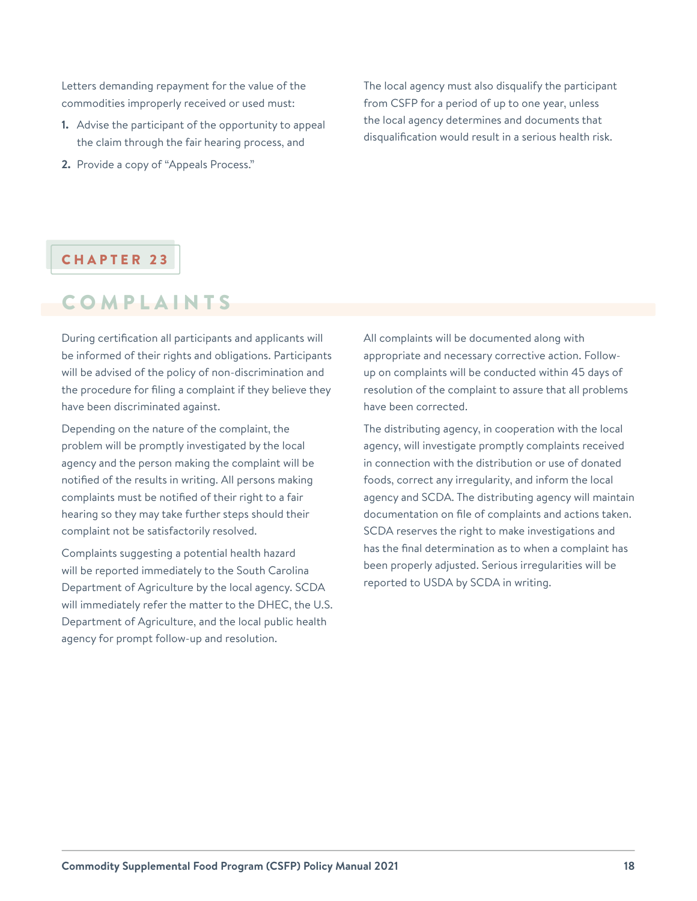Letters demanding repayment for the value of the commodities improperly received or used must:

1. Advise the participant of the opportunity to appeal the claim through the fair hearing process, and
2. Provide a copy of "Appeals Process."

The local agency must also disqualify the participant from CSFP for a period of up to one year, unless the local agency determines and documents that disqualification would result in a serious health risk.

## CHAPTER 23

# COMPLAINTS

During certification all participants and applicants will be informed of their rights and obligations. Participants will be advised of the policy of non-discrimination and the procedure for filing a complaint if they believe they have been discriminated against.

Depending on the nature of the complaint, the problem will be promptly investigated by the local agency and the person making the complaint will be notified of the results in writing. All persons making complaints must be notified of their right to a fair hearing so they may take further steps should their complaint not be satisfactorily resolved.

Complaints suggesting a potential health hazard will be reported immediately to the South Carolina Department of Agriculture by the local agency. SCDA will immediately refer the matter to the DHEC, the U.S. Department of Agriculture, and the local public health agency for prompt follow-up and resolution.

All complaints will be documented along with appropriate and necessary corrective action. Follow-up on complaints will be conducted within 45 days of resolution of the complaint to assure that all problems have been corrected.

The distributing agency, in cooperation with the local agency, will investigate promptly complaints received in connection with the distribution or use of donated foods, correct any irregularity, and inform the local agency and SCDA. The distributing agency will maintain documentation on file of complaints and actions taken. SCDA reserves the right to make investigations and has the final determination as to when a complaint has been properly adjusted. Serious irregularities will be reported to USDA by SCDA in writing.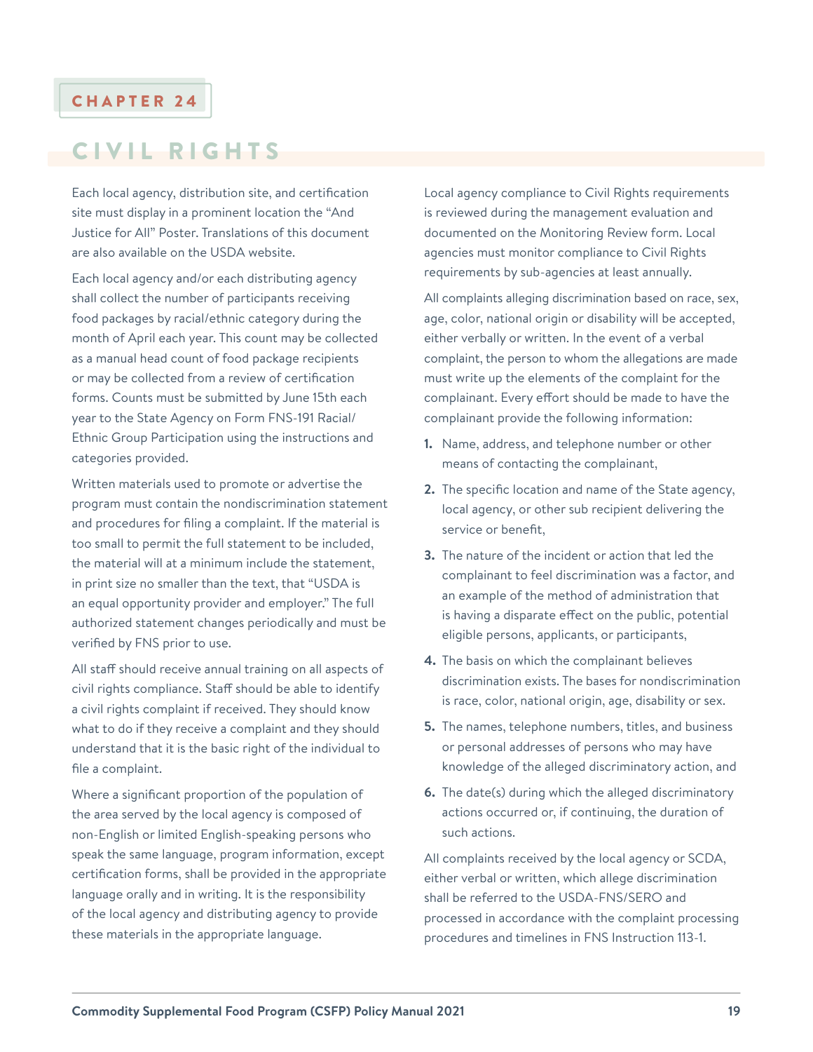CHAPTER 24

# CIVIL RIGHTS

Each local agency, distribution site, and certification site must display in a prominent location the "And Justice for All" Poster. Translations of this document are also available on the USDA website.

Each local agency and/or each distributing agency shall collect the number of participants receiving food packages by racial/ethnic category during the month of April each year. This count may be collected as a manual head count of food package recipients or may be collected from a review of certification forms. Counts must be submitted by June 15th each year to the State Agency on Form FNS-191 Racial/Ethnic Group Participation using the instructions and categories provided.

Written materials used to promote or advertise the program must contain the nondiscrimination statement and procedures for filing a complaint. If the material is too small to permit the full statement to be included, the material will at a minimum include the statement, in print size no smaller than the text, that "USDA is an equal opportunity provider and employer." The full authorized statement changes periodically and must be verified by FNS prior to use.

All staff should receive annual training on all aspects of civil rights compliance. Staff should be able to identify a civil rights complaint if received. They should know what to do if they receive a complaint and they should understand that it is the basic right of the individual to file a complaint.

Where a significant proportion of the population of the area served by the local agency is composed of non-English or limited English-speaking persons who speak the same language, program information, except certification forms, shall be provided in the appropriate language orally and in writing. It is the responsibility of the local agency and distributing agency to provide these materials in the appropriate language.

Local agency compliance to Civil Rights requirements is reviewed during the management evaluation and documented on the Monitoring Review form. Local agencies must monitor compliance to Civil Rights requirements by sub-agencies at least annually.

All complaints alleging discrimination based on race, sex, age, color, national origin or disability will be accepted, either verbally or written. In the event of a verbal complaint, the person to whom the allegations are made must write up the elements of the complaint for the complainant. Every effort should be made to have the complainant provide the following information:

1. Name, address, and telephone number or other means of contacting the complainant,
2. The specific location and name of the State agency, local agency, or other sub recipient delivering the service or benefit,
3. The nature of the incident or action that led the complainant to feel discrimination was a factor, and an example of the method of administration that is having a disparate effect on the public, potential eligible persons, applicants, or participants,
4. The basis on which the complainant believes discrimination exists. The bases for nondiscrimination is race, color, national origin, age, disability or sex.
5. The names, telephone numbers, titles, and business or personal addresses of persons who may have knowledge of the alleged discriminatory action, and
6. The date(s) during which the alleged discriminatory actions occurred or, if continuing, the duration of such actions.

All complaints received by the local agency or SCDA, either verbal or written, which allege discrimination shall be referred to the USDA-FNS/SERO and processed in accordance with the complaint processing procedures and timelines in FNS Instruction 113-1.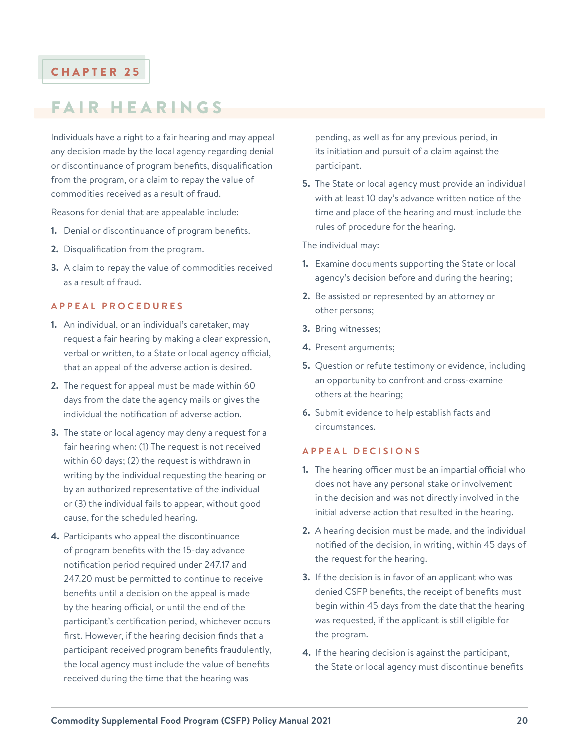## CHAPTER 25

# FAIR HEARINGS

Individuals have a right to a fair hearing and may appeal any decision made by the local agency regarding denial or discontinuance of program benefits, disqualification from the program, or a claim to repay the value of commodities received as a result of fraud.

Reasons for denial that are appealable include:

1. Denial or discontinuance of program benefits.
2. Disqualification from the program.
3. A claim to repay the value of commodities received as a result of fraud.

### APPEAL PROCEDURES

1. An individual, or an individual's caretaker, may request a fair hearing by making a clear expression, verbal or written, to a State or local agency official, that an appeal of the adverse action is desired.
2. The request for appeal must be made within 60 days from the date the agency mails or gives the individual the notification of adverse action.
3. The state or local agency may deny a request for a fair hearing when: (1) The request is not received within 60 days; (2) the request is withdrawn in writing by the individual requesting the hearing or by an authorized representative of the individual or (3) the individual fails to appear, without good cause, for the scheduled hearing.
4. Participants who appeal the discontinuance of program benefits with the 15-day advance notification period required under 247.17 and 247.20 must be permitted to continue to receive benefits until a decision on the appeal is made by the hearing official, or until the end of the participant's certification period, whichever occurs first. However, if the hearing decision finds that a participant received program benefits fraudulently, the local agency must include the value of benefits received during the time that the hearing was pending, as well as for any previous period, in its initiation and pursuit of a claim against the participant.
5. The State or local agency must provide an individual with at least 10 day's advance written notice of the time and place of the hearing and must include the rules of procedure for the hearing.

The individual may:

1. Examine documents supporting the State or local agency's decision before and during the hearing;
2. Be assisted or represented by an attorney or other persons;
3. Bring witnesses;
4. Present arguments;
5. Question or refute testimony or evidence, including an opportunity to confront and cross-examine others at the hearing;
6. Submit evidence to help establish facts and circumstances.

### APPEAL DECISIONS

1. The hearing officer must be an impartial official who does not have any personal stake or involvement in the decision and was not directly involved in the initial adverse action that resulted in the hearing.
2. A hearing decision must be made, and the individual notified of the decision, in writing, within 45 days of the request for the hearing.
3. If the decision is in favor of an applicant who was denied CSFP benefits, the receipt of benefits must begin within 45 days from the date that the hearing was requested, if the applicant is still eligible for the program.
4. If the hearing decision is against the participant, the State or local agency must discontinue benefits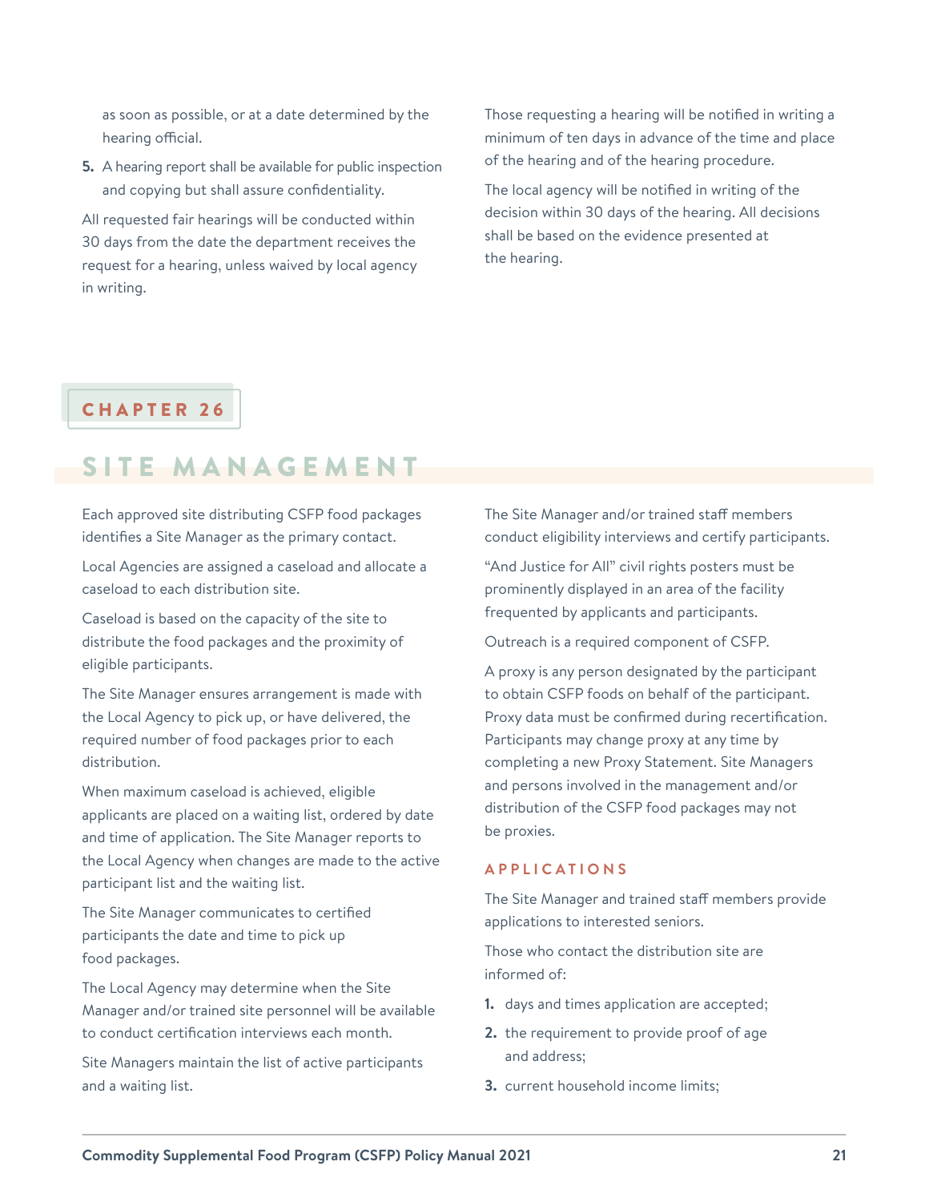as soon as possible, or at a date determined by the hearing official.

5. A hearing report shall be available for public inspection and copying but shall assure confidentiality.

All requested fair hearings will be conducted within 30 days from the date the department receives the request for a hearing, unless waived by local agency in writing.

Those requesting a hearing will be notified in writing a minimum of ten days in advance of the time and place of the hearing and of the hearing procedure.

The local agency will be notified in writing of the decision within 30 days of the hearing. All decisions shall be based on the evidence presented at the hearing.

# CHAPTER 26

# SITE MANAGEMENT

Each approved site distributing CSFP food packages identifies a Site Manager as the primary contact.

Local Agencies are assigned a caseload and allocate a caseload to each distribution site.

Caseload is based on the capacity of the site to distribute the food packages and the proximity of eligible participants.

The Site Manager ensures arrangement is made with the Local Agency to pick up, or have delivered, the required number of food packages prior to each distribution.

When maximum caseload is achieved, eligible applicants are placed on a waiting list, ordered by date and time of application. The Site Manager reports to the Local Agency when changes are made to the active participant list and the waiting list.

The Site Manager communicates to certified participants the date and time to pick up food packages.

The Local Agency may determine when the Site Manager and/or trained site personnel will be available to conduct certification interviews each month.

Site Managers maintain the list of active participants and a waiting list.

The Site Manager and/or trained staff members conduct eligibility interviews and certify participants.

"And Justice for All" civil rights posters must be prominently displayed in an area of the facility frequented by applicants and participants.

Outreach is a required component of CSFP.

A proxy is any person designated by the participant to obtain CSFP foods on behalf of the participant. Proxy data must be confirmed during recertification. Participants may change proxy at any time by completing a new Proxy Statement. Site Managers and persons involved in the management and/or distribution of the CSFP food packages may not be proxies.

## APPLICATIONS

The Site Manager and trained staff members provide applications to interested seniors.

Those who contact the distribution site are informed of:

1. days and times application are accepted;
2. the requirement to provide proof of age and address;
3. current household income limits;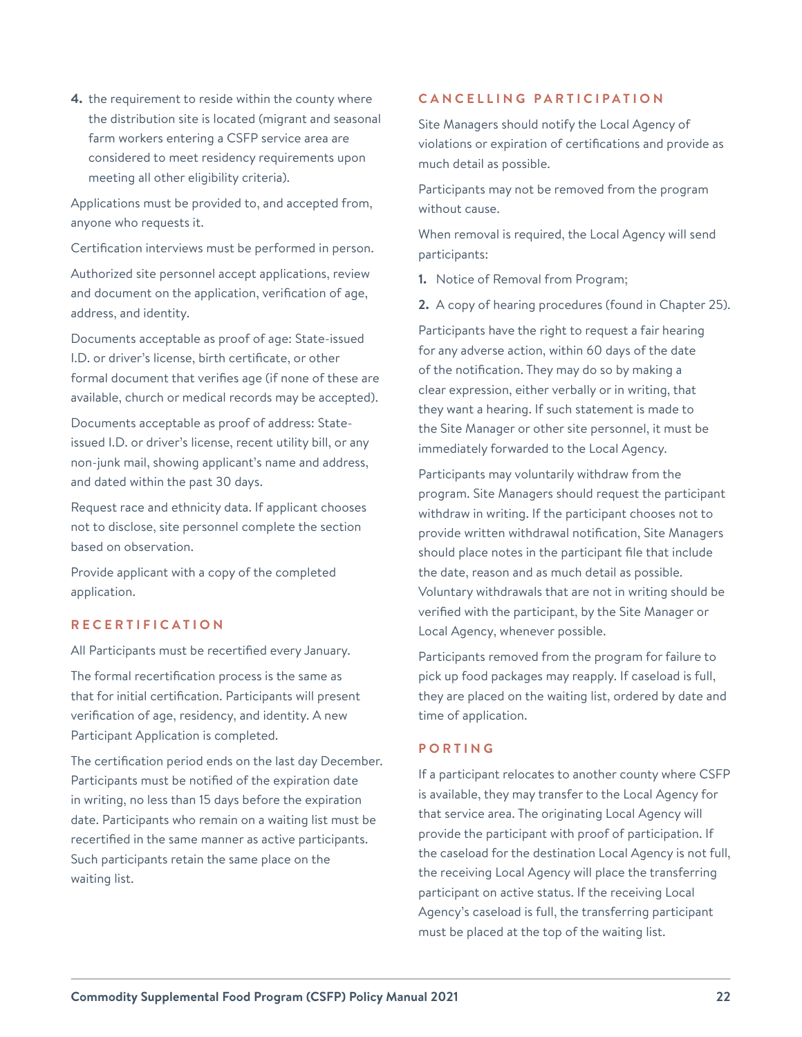4. the requirement to reside within the county where the distribution site is located (migrant and seasonal farm workers entering a CSFP service area are considered to meet residency requirements upon meeting all other eligibility criteria).

Applications must be provided to, and accepted from, anyone who requests it.

Certification interviews must be performed in person.

Authorized site personnel accept applications, review and document on the application, verification of age, address, and identity.

Documents acceptable as proof of age: State-issued I.D. or driver's license, birth certificate, or other formal document that verifies age (if none of these are available, church or medical records may be accepted).

Documents acceptable as proof of address: State-issued I.D. or driver's license, recent utility bill, or any non-junk mail, showing applicant's name and address, and dated within the past 30 days.

Request race and ethnicity data. If applicant chooses not to disclose, site personnel complete the section based on observation.

Provide applicant with a copy of the completed application.

## RECERTIFICATION

All Participants must be recertified every January.

The formal recertification process is the same as that for initial certification. Participants will present verification of age, residency, and identity. A new Participant Application is completed.

The certification period ends on the last day December. Participants must be notified of the expiration date in writing, no less than 15 days before the expiration date. Participants who remain on a waiting list must be recertified in the same manner as active participants. Such participants retain the same place on the waiting list.

## CANCELLING PARTICIPATION

Site Managers should notify the Local Agency of violations or expiration of certifications and provide as much detail as possible.

Participants may not be removed from the program without cause.

When removal is required, the Local Agency will send participants:

1. Notice of Removal from Program;
2. A copy of hearing procedures (found in Chapter 25).

Participants have the right to request a fair hearing for any adverse action, within 60 days of the date of the notification. They may do so by making a clear expression, either verbally or in writing, that they want a hearing. If such statement is made to the Site Manager or other site personnel, it must be immediately forwarded to the Local Agency.

Participants may voluntarily withdraw from the program. Site Managers should request the participant withdraw in writing. If the participant chooses not to provide written withdrawal notification, Site Managers should place notes in the participant file that include the date, reason and as much detail as possible. Voluntary withdrawals that are not in writing should be verified with the participant, by the Site Manager or Local Agency, whenever possible.

Participants removed from the program for failure to pick up food packages may reapply. If caseload is full, they are placed on the waiting list, ordered by date and time of application.

## PORTING

If a participant relocates to another county where CSFP is available, they may transfer to the Local Agency for that service area. The originating Local Agency will provide the participant with proof of participation. If the caseload for the destination Local Agency is not full, the receiving Local Agency will place the transferring participant on active status. If the receiving Local Agency's caseload is full, the transferring participant must be placed at the top of the waiting list.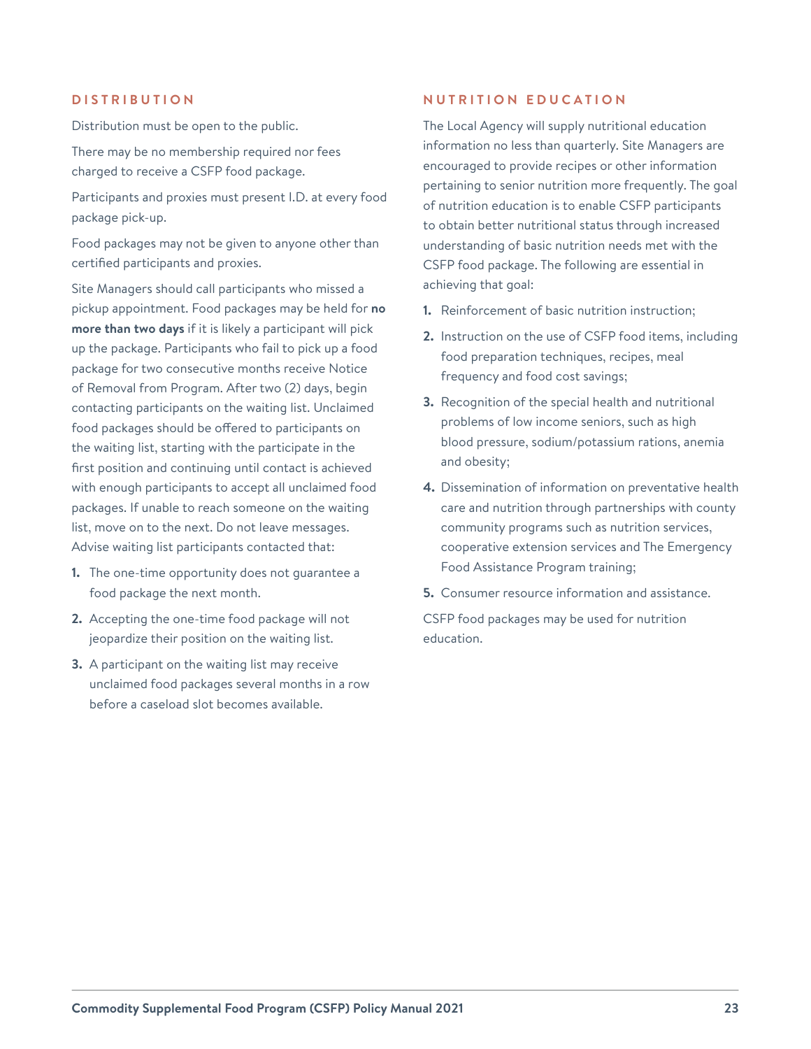## DISTRIBUTION

Distribution must be open to the public.

There may be no membership required nor fees charged to receive a CSFP food package.

Participants and proxies must present I.D. at every food package pick-up.

Food packages may not be given to anyone other than certified participants and proxies.

Site Managers should call participants who missed a pickup appointment. Food packages may be held for **no more than two days** if it is likely a participant will pick up the package. Participants who fail to pick up a food package for two consecutive months receive Notice of Removal from Program. After two (2) days, begin contacting participants on the waiting list. Unclaimed food packages should be offered to participants on the waiting list, starting with the participate in the first position and continuing until contact is achieved with enough participants to accept all unclaimed food packages. If unable to reach someone on the waiting list, move on to the next. Do not leave messages. Advise waiting list participants contacted that:

1. The one-time opportunity does not guarantee a food package the next month.
2. Accepting the one-time food package will not jeopardize their position on the waiting list.
3. A participant on the waiting list may receive unclaimed food packages several months in a row before a caseload slot becomes available.

## NUTRITION EDUCATION

The Local Agency will supply nutritional education information no less than quarterly. Site Managers are encouraged to provide recipes or other information pertaining to senior nutrition more frequently. The goal of nutrition education is to enable CSFP participants to obtain better nutritional status through increased understanding of basic nutrition needs met with the CSFP food package. The following are essential in achieving that goal:

1. Reinforcement of basic nutrition instruction;
2. Instruction on the use of CSFP food items, including food preparation techniques, recipes, meal frequency and food cost savings;
3. Recognition of the special health and nutritional problems of low income seniors, such as high blood pressure, sodium/potassium rations, anemia and obesity;
4. Dissemination of information on preventative health care and nutrition through partnerships with county community programs such as nutrition services, cooperative extension services and The Emergency Food Assistance Program training;
5. Consumer resource information and assistance.

CSFP food packages may be used for nutrition education.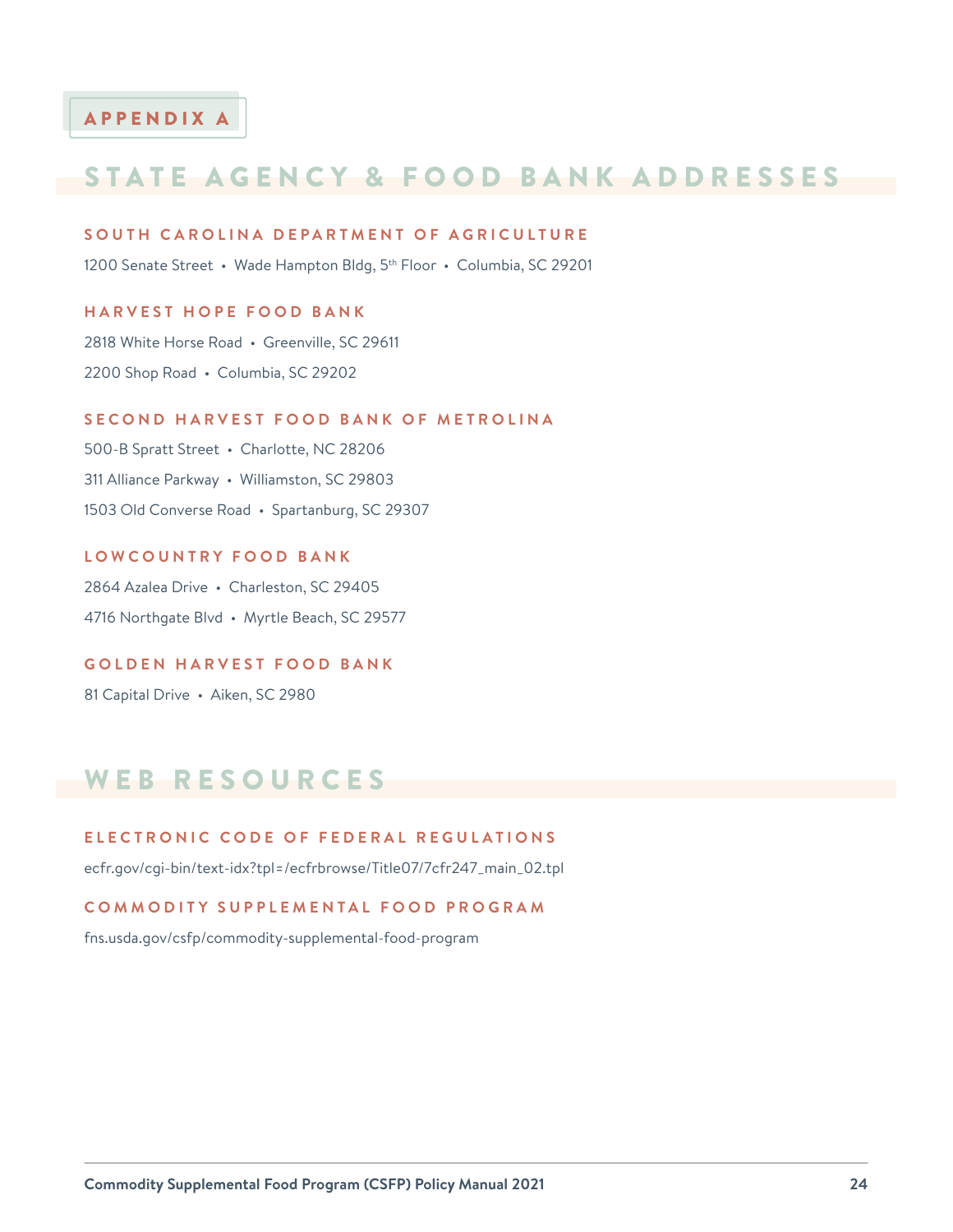## APPENDIX A

# STATE AGENCY & FOOD BANK ADDRESSES

### SOUTH CAROLINA DEPARTMENT OF AGRICULTURE

1200 Senate Street • Wade Hampton Bldg, 5th Floor • Columbia, SC 29201

### HARVEST HOPE FOOD BANK

2818 White Horse Road • Greenville, SC 29611

2200 Shop Road • Columbia, SC 29202

### SECOND HARVEST FOOD BANK OF METROLINA

500-B Spratt Street • Charlotte, NC 28206

311 Alliance Parkway • Williamston, SC 29803

1503 Old Converse Road • Spartanburg, SC 29307

### LOWCOUNTRY FOOD BANK

2864 Azalea Drive • Charleston, SC 29405

4716 Northgate Blvd • Myrtle Beach, SC 29577

### GOLDEN HARVEST FOOD BANK

81 Capital Drive • Aiken, SC 2980

# WEB RESOURCES

### ELECTRONIC CODE OF FEDERAL REGULATIONS

ecfr.gov/cgi-bin/text-idx?tpl=/ecfrbrowse/Title07/7cfr247_main_02.tpl

### COMMODITY SUPPLEMENTAL FOOD PROGRAM

fns.usda.gov/csfp/commodity-supplemental-food-program